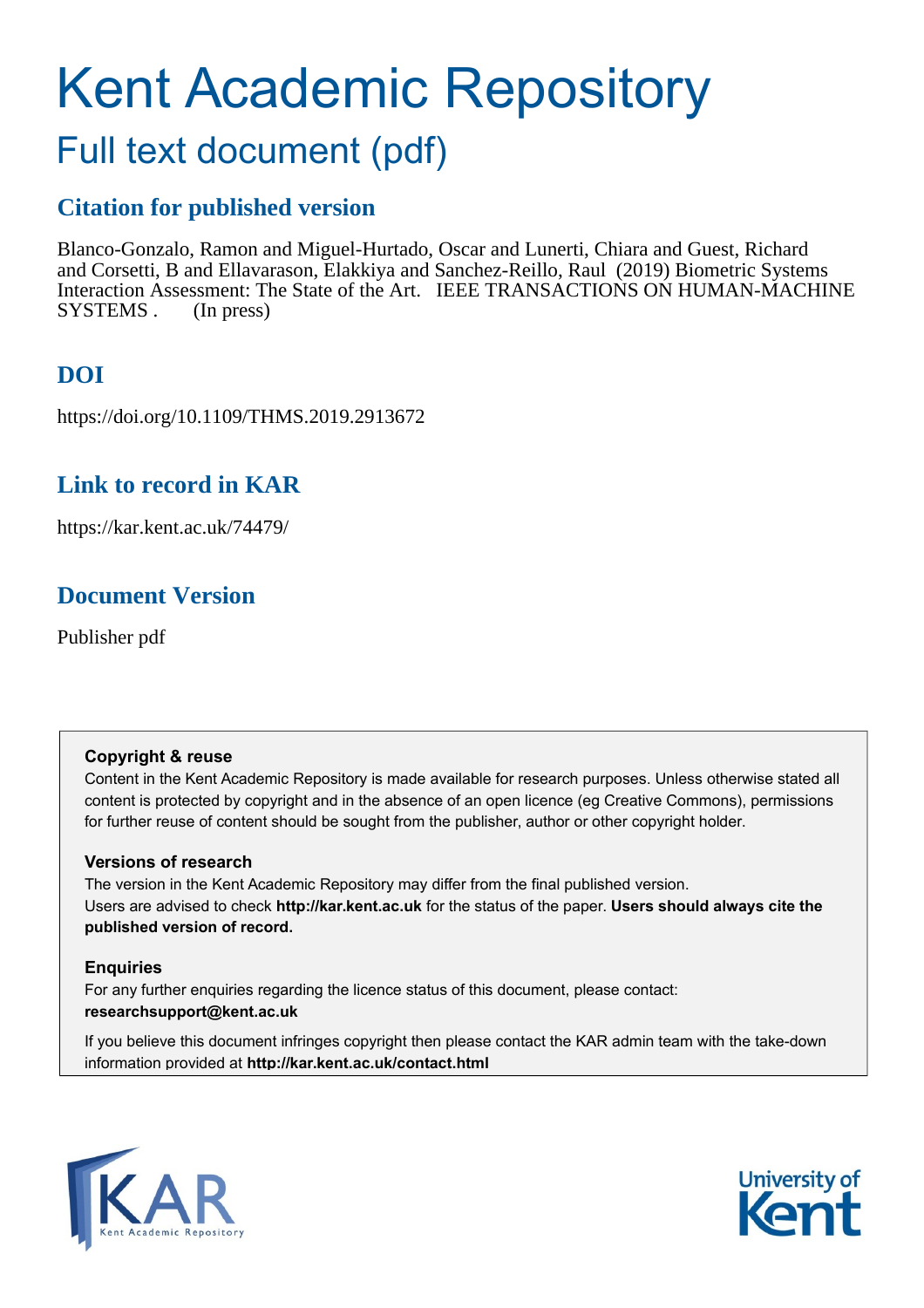# Kent Academic Repository

## Full text document (pdf)

### Citation for published version

Blanco-Gonzalo, Ramon and Miguel-Hurtado, Oscar and Lunerti, Chiara and Guest, Richard and Corsetti, B and Ellavarason, Elakkiya and Sanchez-Reillo, Raul (2019) Biometric Systems Interaction Assessment: The State of the Art. IEEE TRANSACTIONS ON HUMAN-MACHINE SYSTEMS . (In press)

### DOI

https://doi.org/10.1109/THMS.2019.2913672

### Link to record in KAR

https://kar.kent.ac.uk/74479/

### Document Version

Publisher pdf

**Copyright & reuse**

Content in the Kent Academic Repository is made available for research purposes. Unless otherwise stated all content is protected by copyright and in the absence of an open licence (eg Creative Commons), permissions for further reuse of content should be sought from the publisher, author or other copyright holder.

**Versions of research**

The version in the Kent Academic Repository may differ from the final published version. Users are advised to check **http://kar.kent.ac.uk** for the status of the paper. **Users should always cite the published version of record.**

**Enquiries**

For any further enquiries regarding the licence status of this document, please contact: **researchsupport@kent.ac.uk**

If you believe this document infringes copyright then please contact the KAR admin team with the take-down information provided at **http://kar.kent.ac.uk/contact.html**

KAR Kent Academic Repository

University of Kent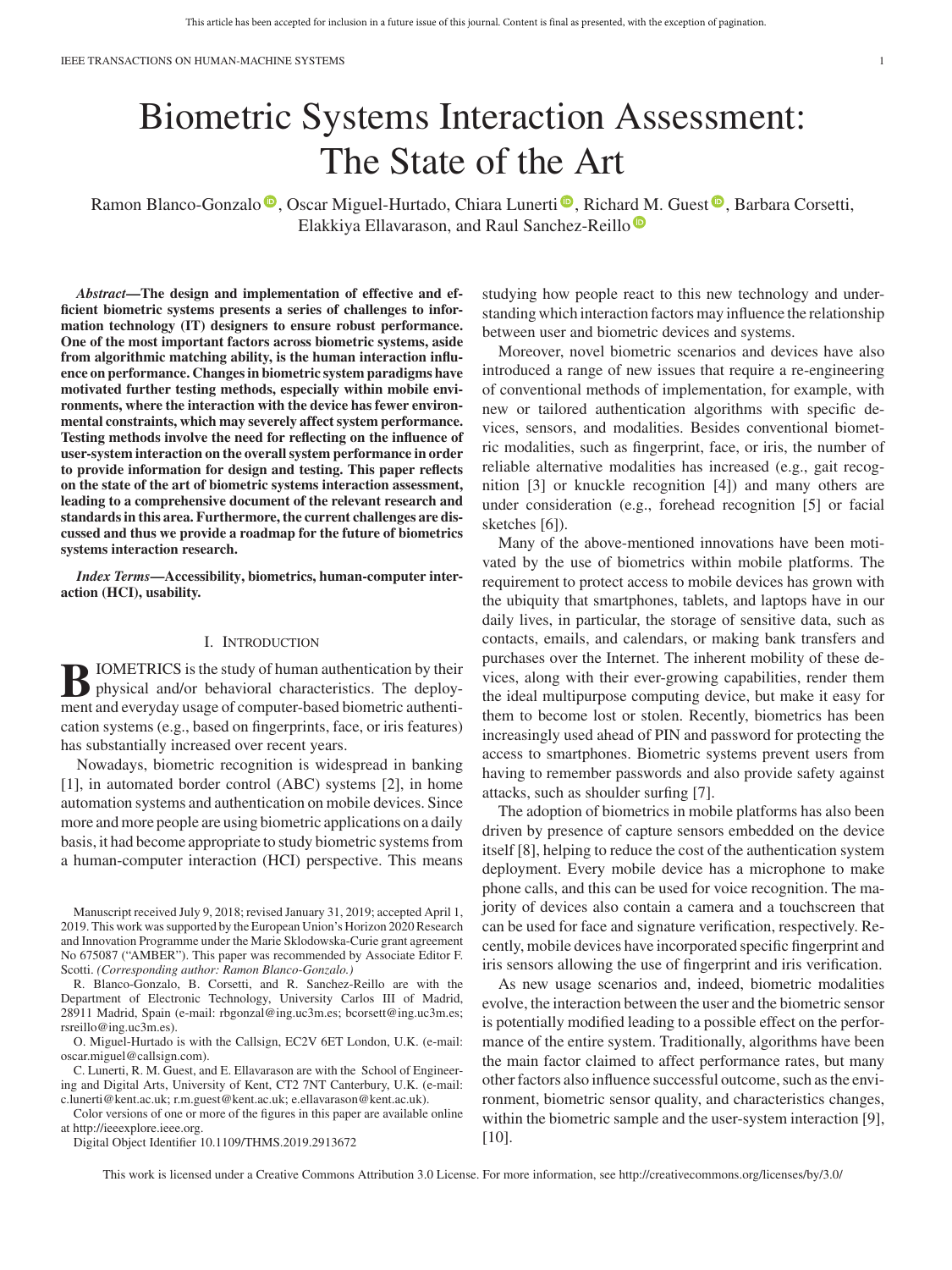# Biometric Systems Interaction Assessment: The State of the Art

Ramon Blanco-Gonzalo, Oscar Miguel-Hurtado, Chiara Lunerti, Richard M. Guest, Barbara Corsetti, Elakkiya Ellavarason, and Raul Sanchez-Reillo

***Abstract*—The design and implementation of effective and efficient biometric systems presents a series of challenges to information technology (IT) designers to ensure robust performance. One of the most important factors across biometric systems, aside from algorithmic matching ability, is the human interaction influence on performance. Changes in biometric system paradigms have motivated further testing methods, especially within mobile environments, where the interaction with the device has fewer environmental constraints, which may severely affect system performance. Testing methods involve the need for reflecting on the influence of user-system interaction on the overall system performance in order to provide information for design and testing. This paper reflects on the state of the art of biometric systems interaction assessment, leading to a comprehensive document of the relevant research and standards in this area. Furthermore, the current challenges are discussed and thus we provide a roadmap for the future of biometrics systems interaction research.**

***Index Terms*—Accessibility, biometrics, human-computer interaction (HCI), usability.**

## I. Introduction

BIOMETRICS is the study of human authentication by their physical and/or behavioral characteristics. The deployment and everyday usage of computer-based biometric authentication systems (e.g., based on fingerprints, face, or iris features) has substantially increased over recent years.

Nowadays, biometric recognition is widespread in banking [1], in automated border control (ABC) systems [2], in home automation systems and authentication on mobile devices. Since more and more people are using biometric applications on a daily basis, it had become appropriate to study biometric systems from a human-computer interaction (HCI) perspective. This means studying how people react to this new technology and understanding which interaction factors may influence the relationship between user and biometric devices and systems.

Moreover, novel biometric scenarios and devices have also introduced a range of new issues that require a re-engineering of conventional methods of implementation, for example, with new or tailored authentication algorithms with specific devices, sensors, and modalities. Besides conventional biometric modalities, such as fingerprint, face, or iris, the number of reliable alternative modalities has increased (e.g., gait recognition [3] or knuckle recognition [4]) and many others are under consideration (e.g., forehead recognition [5] or facial sketches [6]).

Many of the above-mentioned innovations have been motivated by the use of biometrics within mobile platforms. The requirement to protect access to mobile devices has grown with the ubiquity that smartphones, tablets, and laptops have in our daily lives, in particular, the storage of sensitive data, such as contacts, emails, and calendars, or making bank transfers and purchases over the Internet. The inherent mobility of these devices, along with their ever-growing capabilities, render them the ideal multipurpose computing device, but make it easy for them to become lost or stolen. Recently, biometrics has been increasingly used ahead of PIN and password for protecting the access to smartphones. Biometric systems prevent users from having to remember passwords and also provide safety against attacks, such as shoulder surfing [7].

The adoption of biometrics in mobile platforms has also been driven by presence of capture sensors embedded on the device itself [8], helping to reduce the cost of the authentication system deployment. Every mobile device has a microphone to make phone calls, and this can be used for voice recognition. The majority of devices also contain a camera and a touchscreen that can be used for face and signature verification, respectively. Recently, mobile devices have incorporated specific fingerprint and iris sensors allowing the use of fingerprint and iris verification.

As new usage scenarios and, indeed, biometric modalities evolve, the interaction between the user and the biometric sensor is potentially modified leading to a possible effect on the performance of the entire system. Traditionally, algorithms have been the main factor claimed to affect performance rates, but many other factors also influence successful outcome, such as the environment, biometric sensor quality, and characteristics changes, within the biometric sample and the user-system interaction [9], [10].

Manuscript received July 9, 2018; revised January 31, 2019; accepted April 1, 2019. This work was supported by the European Union's Horizon 2020 Research and Innovation Programme under the Marie Sklodowska-Curie grant agreement No 675087 ("AMBER"). This paper was recommended by Associate Editor F. Scotti. *(Corresponding author: Ramon Blanco-Gonzalo.)*

R. Blanco-Gonzalo, B. Corsetti, and R. Sanchez-Reillo are with the Department of Electronic Technology, University Carlos III of Madrid, 28911 Madrid, Spain (e-mail: rbgonzal@ing.uc3m.es; bcorsett@ing.uc3m.es; rsreillo@ing.uc3m.es).

O. Miguel-Hurtado is with the Callsign, EC2V 6ET London, U.K. (e-mail: oscar.miguel@callsign.com).

C. Lunerti, R. M. Guest, and E. Ellavarason are with the School of Engineering and Digital Arts, University of Kent, CT2 7NT Canterbury, U.K. (e-mail: c.lunerti@kent.ac.uk; r.m.guest@kent.ac.uk; e.ellavarason@kent.ac.uk).

Color versions of one or more of the figures in this paper are available online at http://ieeexplore.ieee.org.

Digital Object Identifier 10.1109/THMS.2019.2913672

This work is licensed under a Creative Commons Attribution 3.0 License. For more information, see http://creativecommons.org/licenses/by/3.0/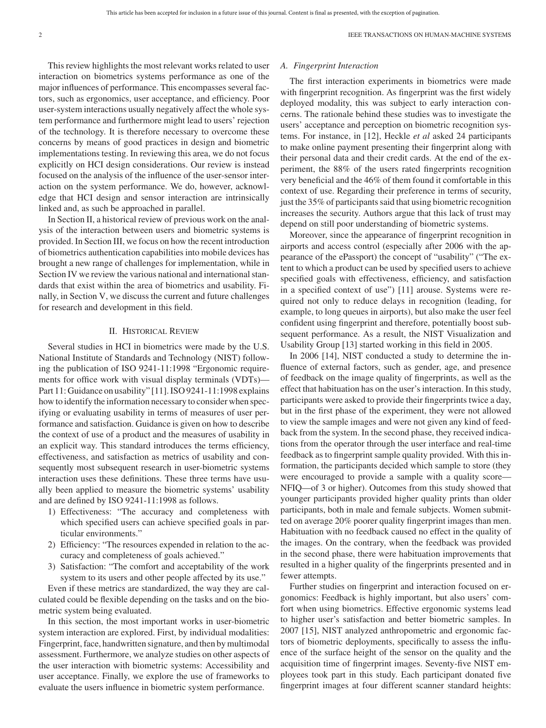This review highlights the most relevant works related to user interaction on biometrics systems performance as one of the major influences of performance. This encompasses several factors, such as ergonomics, user acceptance, and efficiency. Poor user-system interactions usually negatively affect the whole system performance and furthermore might lead to users' rejection of the technology. It is therefore necessary to overcome these concerns by means of good practices in design and biometric implementations testing. In reviewing this area, we do not focus explicitly on HCI design considerations. Our review is instead focused on the analysis of the influence of the user-sensor interaction on the system performance. We do, however, acknowledge that HCI design and sensor interaction are intrinsically linked and, as such be approached in parallel.

In Section II, a historical review of previous work on the analysis of the interaction between users and biometric systems is provided. In Section III, we focus on how the recent introduction of biometrics authentication capabilities into mobile devices has brought a new range of challenges for implementation, while in Section IV we review the various national and international standards that exist within the area of biometrics and usability. Finally, in Section V, we discuss the current and future challenges for research and development in this field.

## II. Historical Review

Several studies in HCI in biometrics were made by the U.S. National Institute of Standards and Technology (NIST) following the publication of ISO 9241-11:1998 "Ergonomic requirements for office work with visual display terminals (VDTs)—Part 11: Guidance on usability" [11]. ISO 9241-11:1998 explains how to identify the information necessary to consider when specifying or evaluating usability in terms of measures of user performance and satisfaction. Guidance is given on how to describe the context of use of a product and the measures of usability in an explicit way. This standard introduces the terms efficiency, effectiveness, and satisfaction as metrics of usability and consequently most subsequent research in user-biometric systems interaction uses these definitions. These three terms have usually been applied to measure the biometric systems' usability and are defined by ISO 9241-11:1998 as follows.

1) Effectiveness: "The accuracy and completeness with which specified users can achieve specified goals in particular environments."
2) Efficiency: "The resources expended in relation to the accuracy and completeness of goals achieved."
3) Satisfaction: "The comfort and acceptability of the work system to its users and other people affected by its use."

Even if these metrics are standardized, the way they are calculated could be flexible depending on the tasks and on the biometric system being evaluated.

In this section, the most important works in user-biometric system interaction are explored. First, by individual modalities: Fingerprint, face, handwritten signature, and then by multimodal assessment. Furthermore, we analyze studies on other aspects of the user interaction with biometric systems: Accessibility and user acceptance. Finally, we explore the use of frameworks to evaluate the users influence in biometric system performance.

### A. Fingerprint Interaction

The first interaction experiments in biometrics were made with fingerprint recognition. As fingerprint was the first widely deployed modality, this was subject to early interaction concerns. The rationale behind these studies was to investigate the users' acceptance and perception on biometric recognition systems. For instance, in [12], Heckle *et al* asked 24 participants to make online payment presenting their fingerprint along with their personal data and their credit cards. At the end of the experiment, the 88% of the users rated fingerprints recognition very beneficial and the 46% of them found it comfortable in this context of use. Regarding their preference in terms of security, just the 35% of participants said that using biometric recognition increases the security. Authors argue that this lack of trust may depend on still poor understanding of biometric systems.

Moreover, since the appearance of fingerprint recognition in airports and access control (especially after 2006 with the appearance of the ePassport) the concept of "usability" ("The extent to which a product can be used by specified users to achieve specified goals with effectiveness, efficiency, and satisfaction in a specified context of use") [11] arouse. Systems were required not only to reduce delays in recognition (leading, for example, to long queues in airports), but also make the user feel confident using fingerprint and therefore, potentially boost subsequent performance. As a result, the NIST Visualization and Usability Group [13] started working in this field in 2005.

In 2006 [14], NIST conducted a study to determine the influence of external factors, such as gender, age, and presence of feedback on the image quality of fingerprints, as well as the effect that habituation has on the user's interaction. In this study, participants were asked to provide their fingerprints twice a day, but in the first phase of the experiment, they were not allowed to view the sample images and were not given any kind of feedback from the system. In the second phase, they received indications from the operator through the user interface and real-time feedback as to fingerprint sample quality provided. With this information, the participants decided which sample to store (they were encouraged to provide a sample with a quality score—NFIQ—of 3 or higher). Outcomes from this study showed that younger participants provided higher quality prints than older participants, both in male and female subjects. Women submitted on average 20% poorer quality fingerprint images than men. Habituation with no feedback caused no effect in the quality of the images. On the contrary, when the feedback was provided in the second phase, there were habituation improvements that resulted in a higher quality of the fingerprints presented and in fewer attempts.

Further studies on fingerprint and interaction focused on ergonomics: Feedback is highly important, but also users' comfort when using biometrics. Effective ergonomic systems lead to higher user's satisfaction and better biometric samples. In 2007 [15], NIST analyzed anthropometric and ergonomic factors of biometric deployments, specifically to assess the influence of the surface height of the sensor on the quality and the acquisition time of fingerprint images. Seventy-five NIST employees took part in this study. Each participant donated five fingerprint images at four different scanner standard heights: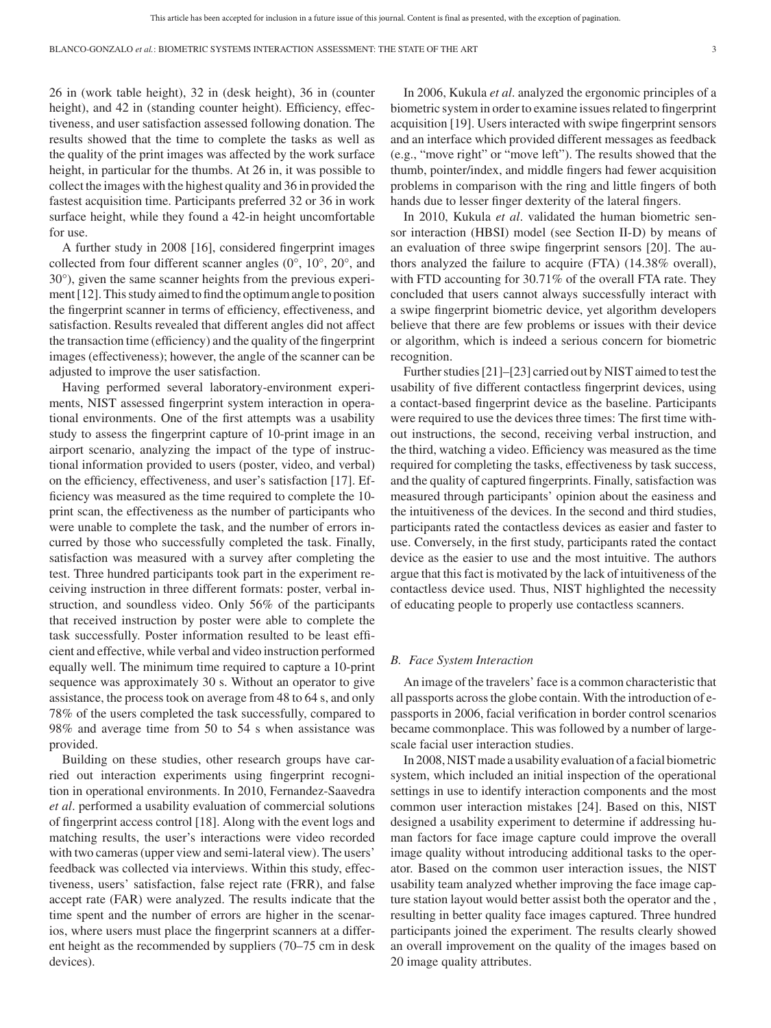26 in (work table height), 32 in (desk height), 36 in (counter height), and 42 in (standing counter height). Efficiency, effectiveness, and user satisfaction assessed following donation. The results showed that the time to complete the tasks as well as the quality of the print images was affected by the work surface height, in particular for the thumbs. At 26 in, it was possible to collect the images with the highest quality and 36 in provided the fastest acquisition time. Participants preferred 32 or 36 in work surface height, while they found a 42-in height uncomfortable for use.

A further study in 2008 [16], considered fingerprint images collected from four different scanner angles (0°, 10°, 20°, and 30°), given the same scanner heights from the previous experiment [12]. This study aimed to find the optimum angle to position the fingerprint scanner in terms of efficiency, effectiveness, and satisfaction. Results revealed that different angles did not affect the transaction time (efficiency) and the quality of the fingerprint images (effectiveness); however, the angle of the scanner can be adjusted to improve the user satisfaction.

Having performed several laboratory-environment experiments, NIST assessed fingerprint system interaction in operational environments. One of the first attempts was a usability study to assess the fingerprint capture of 10-print image in an airport scenario, analyzing the impact of the type of instructional information provided to users (poster, video, and verbal) on the efficiency, effectiveness, and user's satisfaction [17]. Efficiency was measured as the time required to complete the 10-print scan, the effectiveness as the number of participants who were unable to complete the task, and the number of errors incurred by those who successfully completed the task. Finally, satisfaction was measured with a survey after completing the test. Three hundred participants took part in the experiment receiving instruction in three different formats: poster, verbal instruction, and soundless video. Only 56% of the participants that received instruction by poster were able to complete the task successfully. Poster information resulted to be least efficient and effective, while verbal and video instruction performed equally well. The minimum time required to capture a 10-print sequence was approximately 30 s. Without an operator to give assistance, the process took on average from 48 to 64 s, and only 78% of the users completed the task successfully, compared to 98% and average time from 50 to 54 s when assistance was provided.

Building on these studies, other research groups have carried out interaction experiments using fingerprint recognition in operational environments. In 2010, Fernandez-Saavedra *et al*. performed a usability evaluation of commercial solutions of fingerprint access control [18]. Along with the event logs and matching results, the user's interactions were video recorded with two cameras (upper view and semi-lateral view). The users' feedback was collected via interviews. Within this study, effectiveness, users' satisfaction, false reject rate (FRR), and false accept rate (FAR) were analyzed. The results indicate that the time spent and the number of errors are higher in the scenarios, where users must place the fingerprint scanners at a different height as the recommended by suppliers (70–75 cm in desk devices).

In 2006, Kukula *et al*. analyzed the ergonomic principles of a biometric system in order to examine issues related to fingerprint acquisition [19]. Users interacted with swipe fingerprint sensors and an interface which provided different messages as feedback (e.g., "move right" or "move left"). The results showed that the thumb, pointer/index, and middle fingers had fewer acquisition problems in comparison with the ring and little fingers of both hands due to lesser finger dexterity of the lateral fingers.

In 2010, Kukula *et al*. validated the human biometric sensor interaction (HBSI) model (see Section II-D) by means of an evaluation of three swipe fingerprint sensors [20]. The authors analyzed the failure to acquire (FTA) (14.38% overall), with FTD accounting for 30.71% of the overall FTA rate. They concluded that users cannot always successfully interact with a swipe fingerprint biometric device, yet algorithm developers believe that there are few problems or issues with their device or algorithm, which is indeed a serious concern for biometric recognition.

Further studies [21]–[23] carried out by NIST aimed to test the usability of five different contactless fingerprint devices, using a contact-based fingerprint device as the baseline. Participants were required to use the devices three times: The first time without instructions, the second, receiving verbal instruction, and the third, watching a video. Efficiency was measured as the time required for completing the tasks, effectiveness by task success, and the quality of captured fingerprints. Finally, satisfaction was measured through participants' opinion about the easiness and the intuitiveness of the devices. In the second and third studies, participants rated the contactless devices as easier and faster to use. Conversely, in the first study, participants rated the contact device as the easier to use and the most intuitive. The authors argue that this fact is motivated by the lack of intuitiveness of the contactless device used. Thus, NIST highlighted the necessity of educating people to properly use contactless scanners.

### *B. Face System Interaction*

An image of the travelers' face is a common characteristic that all passports across the globe contain. With the introduction of e-passports in 2006, facial verification in border control scenarios became commonplace. This was followed by a number of large-scale facial user interaction studies.

In 2008, NIST made a usability evaluation of a facial biometric system, which included an initial inspection of the operational settings in use to identify interaction components and the most common user interaction mistakes [24]. Based on this, NIST designed a usability experiment to determine if addressing human factors for face image capture could improve the overall image quality without introducing additional tasks to the operator. Based on the common user interaction issues, the NIST usability team analyzed whether improving the face image capture station layout would better assist both the operator and the , resulting in better quality face images captured. Three hundred participants joined the experiment. The results clearly showed an overall improvement on the quality of the images based on 20 image quality attributes.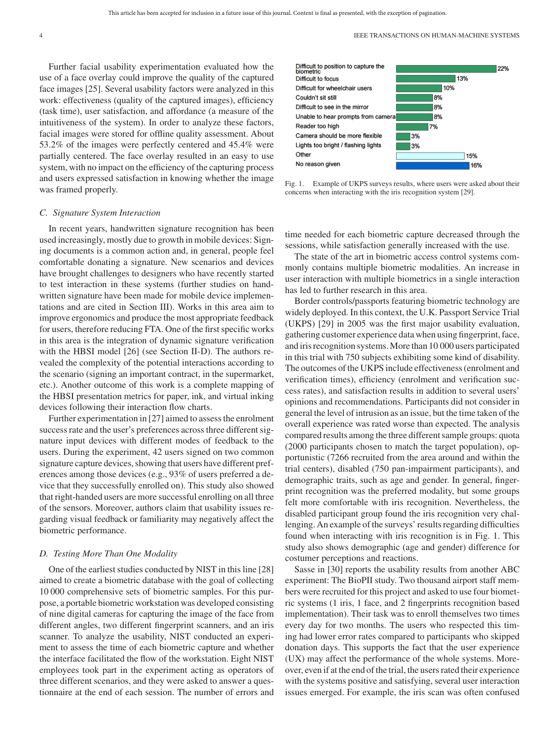Further facial usability experimentation evaluated how the use of a face overlay could improve the quality of the captured face images [25]. Several usability factors were analyzed in this work: effectiveness (quality of the captured images), efficiency (task time), user satisfaction, and affordance (a measure of the intuitiveness of the system). In order to analyze these factors, facial images were stored for offline quality assessment. About 53.2% of the images were perfectly centered and 45.4% were partially centered. The face overlay resulted in an easy to use system, with no impact on the efficiency of the capturing process and users expressed satisfaction in knowing whether the image was framed properly.

### C. Signature System Interaction

In recent years, handwritten signature recognition has been used increasingly, mostly due to growth in mobile devices: Signing documents is a common action and, in general, people feel comfortable donating a signature. New scenarios and devices have brought challenges to designers who have recently started to test interaction in these systems (further studies on handwritten signature have been made for mobile device implementations and are cited in Section III). Works in this area aim to improve ergonomics and produce the most appropriate feedback for users, therefore reducing FTA. One of the first specific works in this area is the integration of dynamic signature verification with the HBSI model [26] (see Section II-D). The authors revealed the complexity of the potential interactions according to the scenario (signing an important contract, in the supermarket, etc.). Another outcome of this work is a complete mapping of the HBSI presentation metrics for paper, ink, and virtual inking devices following their interaction flow charts.

Further experimentation in [27] aimed to assess the enrolment success rate and the user's preferences across three different signature input devices with different modes of feedback to the users. During the experiment, 42 users signed on two common signature capture devices, showing that users have different preferences among those devices (e.g., 93% of users preferred a device that they successfully enrolled on). This study also showed that right-handed users are more successful enrolling on all three of the sensors. Moreover, authors claim that usability issues regarding visual feedback or familiarity may negatively affect the biometric performance.

### D. Testing More Than One Modality

One of the earliest studies conducted by NIST in this line [28] aimed to create a biometric database with the goal of collecting 10 000 comprehensive sets of biometric samples. For this purpose, a portable biometric workstation was developed consisting of nine digital cameras for capturing the image of the face from different angles, two different fingerprint scanners, and an iris scanner. To analyze the usability, NIST conducted an experiment to assess the time of each biometric capture and whether the interface facilitated the flow of the workstation. Eight NIST employees took part in the experiment acting as operators of three different scenarios, and they were asked to answer a questionnaire at the end of each session. The number of errors and time needed for each biometric capture decreased through the sessions, while satisfaction generally increased with the use.

| Concern | Percentage |
|---|---|
| Difficult to position to capture the biometric | 22% |
| Difficult to focus | 13% |
| Difficult for wheelchair users | 10% |
| Couldn't sit still | 8% |
| Difficult to see in the mirror | 8% |
| Unable to hear prompts from camera | 8% |
| Reader too high | 7% |
| Camera should be more flexible | 3% |
| Lights too bright / flashing lights | 3% |
| Other | 15% |
| No reason given | 16% |

Fig. 1. Example of UKPS surveys results, where users were asked about their concerns when interacting with the iris recognition system [29].

The state of the art in biometric access control systems commonly contains multiple biometric modalities. An increase in user interaction with multiple biometrics in a single interaction has led to further research in this area.

Border controls/passports featuring biometric technology are widely deployed. In this context, the U.K. Passport Service Trial (UKPS) [29] in 2005 was the first major usability evaluation, gathering customer experience data when using fingerprint, face, and iris recognition systems. More than 10 000 users participated in this trial with 750 subjects exhibiting some kind of disability. The outcomes of the UKPS include effectiveness (enrolment and verification times), efficiency (enrolment and verification success rates), and satisfaction results in addition to several users' opinions and recommendations. Participants did not consider in general the level of intrusion as an issue, but the time taken of the overall experience was rated worse than expected. The analysis compared results among the three different sample groups: quota (2000 participants chosen to match the target population), opportunistic (7266 recruited from the area around and within the trial centers), disabled (750 pan-impairment participants), and demographic traits, such as age and gender. In general, fingerprint recognition was the preferred modality, but some groups felt more comfortable with iris recognition. Nevertheless, the disabled participant group found the iris recognition very challenging. An example of the surveys' results regarding difficulties found when interacting with iris recognition is in Fig. 1. This study also shows demographic (age and gender) difference for costumer perceptions and reactions.

Sasse in [30] reports the usability results from another ABC experiment: The BioPII study. Two thousand airport staff members were recruited for this project and asked to use four biometric systems (1 iris, 1 face, and 2 fingerprints recognition based implementation). Their task was to enroll themselves two times every day for two months. The users who respected this timing had lower error rates compared to participants who skipped donation days. This supports the fact that the user experience (UX) may affect the performance of the whole systems. Moreover, even if at the end of the trial, the users rated their experience with the systems positive and satisfying, several user interaction issues emerged. For example, the iris scan was often confused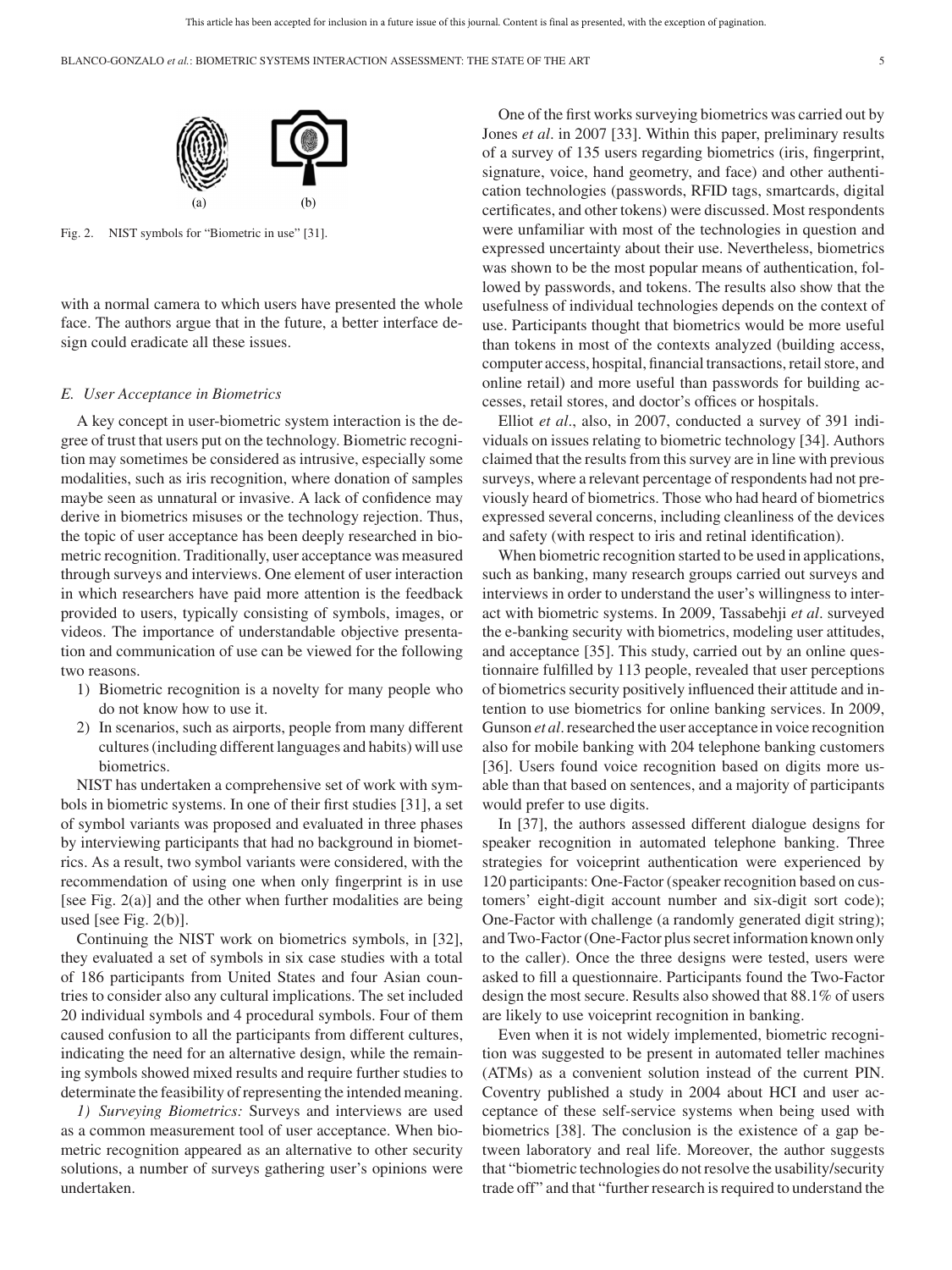Fig. 2. NIST symbols for "Biometric in use" [31].

with a normal camera to which users have presented the whole face. The authors argue that in the future, a better interface design could eradicate all these issues.

### E. User Acceptance in Biometrics

A key concept in user-biometric system interaction is the degree of trust that users put on the technology. Biometric recognition may sometimes be considered as intrusive, especially some modalities, such as iris recognition, where donation of samples maybe seen as unnatural or invasive. A lack of confidence may derive in biometrics misuses or the technology rejection. Thus, the topic of user acceptance has been deeply researched in biometric recognition. Traditionally, user acceptance was measured through surveys and interviews. One element of user interaction in which researchers have paid more attention is the feedback provided to users, typically consisting of symbols, images, or videos. The importance of understandable objective presentation and communication of use can be viewed for the following two reasons.

1) Biometric recognition is a novelty for many people who do not know how to use it.
2) In scenarios, such as airports, people from many different cultures (including different languages and habits) will use biometrics.

NIST has undertaken a comprehensive set of work with symbols in biometric systems. In one of their first studies [31], a set of symbol variants was proposed and evaluated in three phases by interviewing participants that had no background in biometrics. As a result, two symbol variants were considered, with the recommendation of using one when only fingerprint is in use [see Fig. 2(a)] and the other when further modalities are being used [see Fig. 2(b)].

Continuing the NIST work on biometrics symbols, in [32], they evaluated a set of symbols in six case studies with a total of 186 participants from United States and four Asian countries to consider also any cultural implications. The set included 20 individual symbols and 4 procedural symbols. Four of them caused confusion to all the participants from different cultures, indicating the need for an alternative design, while the remaining symbols showed mixed results and require further studies to determinate the feasibility of representing the intended meaning.

*1) Surveying Biometrics:* Surveys and interviews are used as a common measurement tool of user acceptance. When biometric recognition appeared as an alternative to other security solutions, a number of surveys gathering user's opinions were undertaken.

One of the first works surveying biometrics was carried out by Jones *et al*. in 2007 [33]. Within this paper, preliminary results of a survey of 135 users regarding biometrics (iris, fingerprint, signature, voice, hand geometry, and face) and other authentication technologies (passwords, RFID tags, smartcards, digital certificates, and other tokens) were discussed. Most respondents were unfamiliar with most of the technologies in question and expressed uncertainty about their use. Nevertheless, biometrics was shown to be the most popular means of authentication, followed by passwords, and tokens. The results also show that the usefulness of individual technologies depends on the context of use. Participants thought that biometrics would be more useful than tokens in most of the contexts analyzed (building access, computer access, hospital, financial transactions, retail store, and online retail) and more useful than passwords for building accesses, retail stores, and doctor's offices or hospitals.

Elliot *et al*., also, in 2007, conducted a survey of 391 individuals on issues relating to biometric technology [34]. Authors claimed that the results from this survey are in line with previous surveys, where a relevant percentage of respondents had not previously heard of biometrics. Those who had heard of biometrics expressed several concerns, including cleanliness of the devices and safety (with respect to iris and retinal identification).

When biometric recognition started to be used in applications, such as banking, many research groups carried out surveys and interviews in order to understand the user's willingness to interact with biometric systems. In 2009, Tassabehji *et al*. surveyed the e-banking security with biometrics, modeling user attitudes, and acceptance [35]. This study, carried out by an online questionnaire fulfilled by 113 people, revealed that user perceptions of biometrics security positively influenced their attitude and intention to use biometrics for online banking services. In 2009, Gunson *et al*. researched the user acceptance in voice recognition also for mobile banking with 204 telephone banking customers [36]. Users found voice recognition based on digits more usable than that based on sentences, and a majority of participants would prefer to use digits.

In [37], the authors assessed different dialogue designs for speaker recognition in automated telephone banking. Three strategies for voiceprint authentication were experienced by 120 participants: One-Factor (speaker recognition based on customers' eight-digit account number and six-digit sort code); One-Factor with challenge (a randomly generated digit string); and Two-Factor (One-Factor plus secret information known only to the caller). Once the three designs were tested, users were asked to fill a questionnaire. Participants found the Two-Factor design the most secure. Results also showed that 88.1% of users are likely to use voiceprint recognition in banking.

Even when it is not widely implemented, biometric recognition was suggested to be present in automated teller machines (ATMs) as a convenient solution instead of the current PIN. Coventry published a study in 2004 about HCI and user acceptance of these self-service systems when being used with biometrics [38]. The conclusion is the existence of a gap between laboratory and real life. Moreover, the author suggests that "biometric technologies do not resolve the usability/security trade off" and that "further research is required to understand the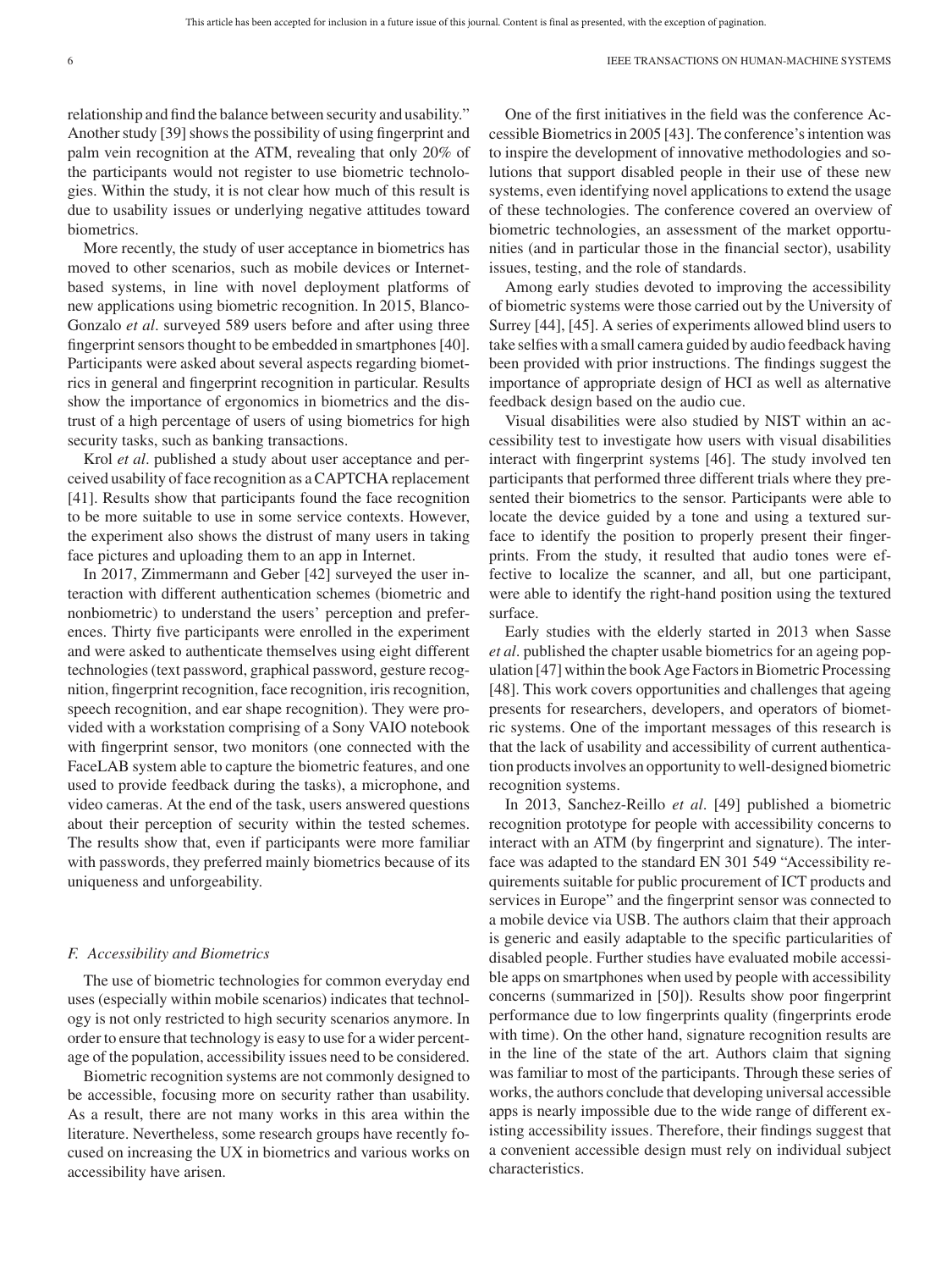relationship and find the balance between security and usability." Another study [39] shows the possibility of using fingerprint and palm vein recognition at the ATM, revealing that only 20% of the participants would not register to use biometric technologies. Within the study, it is not clear how much of this result is due to usability issues or underlying negative attitudes toward biometrics.

More recently, the study of user acceptance in biometrics has moved to other scenarios, such as mobile devices or Internet-based systems, in line with novel deployment platforms of new applications using biometric recognition. In 2015, Blanco-Gonzalo *et al*. surveyed 589 users before and after using three fingerprint sensors thought to be embedded in smartphones [40]. Participants were asked about several aspects regarding biometrics in general and fingerprint recognition in particular. Results show the importance of ergonomics in biometrics and the distrust of a high percentage of users of using biometrics for high security tasks, such as banking transactions.

Krol *et al*. published a study about user acceptance and perceived usability of face recognition as a CAPTCHA replacement [41]. Results show that participants found the face recognition to be more suitable to use in some service contexts. However, the experiment also shows the distrust of many users in taking face pictures and uploading them to an app in Internet.

In 2017, Zimmermann and Geber [42] surveyed the user interaction with different authentication schemes (biometric and nonbiometric) to understand the users' perception and preferences. Thirty five participants were enrolled in the experiment and were asked to authenticate themselves using eight different technologies (text password, graphical password, gesture recognition, fingerprint recognition, face recognition, iris recognition, speech recognition, and ear shape recognition). They were provided with a workstation comprising of a Sony VAIO notebook with fingerprint sensor, two monitors (one connected with the FaceLAB system able to capture the biometric features, and one used to provide feedback during the tasks), a microphone, and video cameras. At the end of the task, users answered questions about their perception of security within the tested schemes. The results show that, even if participants were more familiar with passwords, they preferred mainly biometrics because of its uniqueness and unforgeability.

### *F. Accessibility and Biometrics*

The use of biometric technologies for common everyday end uses (especially within mobile scenarios) indicates that technology is not only restricted to high security scenarios anymore. In order to ensure that technology is easy to use for a wider percentage of the population, accessibility issues need to be considered.

Biometric recognition systems are not commonly designed to be accessible, focusing more on security rather than usability. As a result, there are not many works in this area within the literature. Nevertheless, some research groups have recently focused on increasing the UX in biometrics and various works on accessibility have arisen.

One of the first initiatives in the field was the conference Accessible Biometrics in 2005 [43]. The conference's intention was to inspire the development of innovative methodologies and solutions that support disabled people in their use of these new systems, even identifying novel applications to extend the usage of these technologies. The conference covered an overview of biometric technologies, an assessment of the market opportunities (and in particular those in the financial sector), usability issues, testing, and the role of standards.

Among early studies devoted to improving the accessibility of biometric systems were those carried out by the University of Surrey [44], [45]. A series of experiments allowed blind users to take selfies with a small camera guided by audio feedback having been provided with prior instructions. The findings suggest the importance of appropriate design of HCI as well as alternative feedback design based on the audio cue.

Visual disabilities were also studied by NIST within an accessibility test to investigate how users with visual disabilities interact with fingerprint systems [46]. The study involved ten participants that performed three different trials where they presented their biometrics to the sensor. Participants were able to locate the device guided by a tone and using a textured surface to identify the position to properly present their fingerprints. From the study, it resulted that audio tones were effective to localize the scanner, and all, but one participant, were able to identify the right-hand position using the textured surface.

Early studies with the elderly started in 2013 when Sasse *et al*. published the chapter usable biometrics for an ageing population [47] within the book Age Factors in Biometric Processing [48]. This work covers opportunities and challenges that ageing presents for researchers, developers, and operators of biometric systems. One of the important messages of this research is that the lack of usability and accessibility of current authentication products involves an opportunity to well-designed biometric recognition systems.

In 2013, Sanchez-Reillo *et al*. [49] published a biometric recognition prototype for people with accessibility concerns to interact with an ATM (by fingerprint and signature). The interface was adapted to the standard EN 301 549 "Accessibility requirements suitable for public procurement of ICT products and services in Europe" and the fingerprint sensor was connected to a mobile device via USB. The authors claim that their approach is generic and easily adaptable to the specific particularities of disabled people. Further studies have evaluated mobile accessible apps on smartphones when used by people with accessibility concerns (summarized in [50]). Results show poor fingerprint performance due to low fingerprints quality (fingerprints erode with time). On the other hand, signature recognition results are in the line of the state of the art. Authors claim that signing was familiar to most of the participants. Through these series of works, the authors conclude that developing universal accessible apps is nearly impossible due to the wide range of different existing accessibility issues. Therefore, their findings suggest that a convenient accessible design must rely on individual subject characteristics.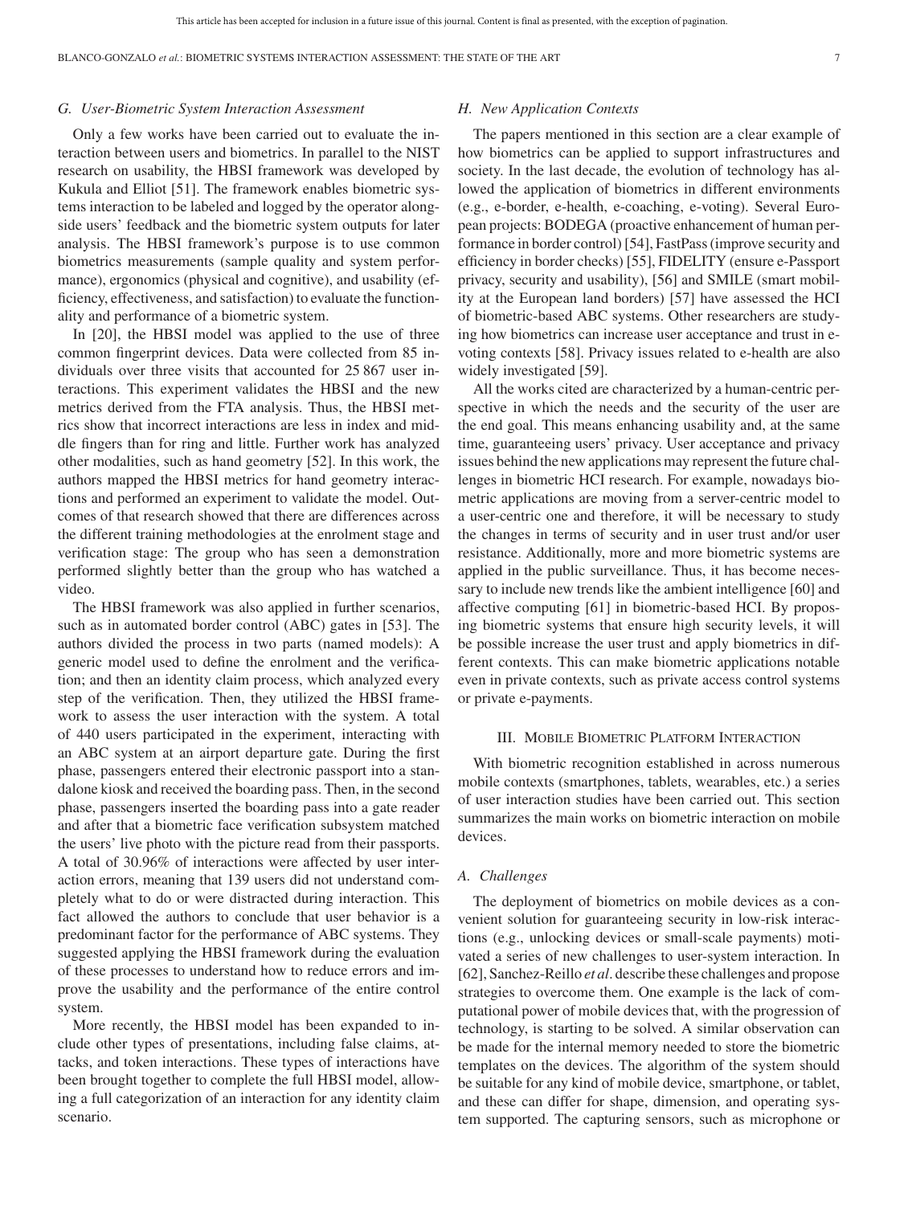### G. User-Biometric System Interaction Assessment

Only a few works have been carried out to evaluate the interaction between users and biometrics. In parallel to the NIST research on usability, the HBSI framework was developed by Kukula and Elliot [51]. The framework enables biometric systems interaction to be labeled and logged by the operator alongside users' feedback and the biometric system outputs for later analysis. The HBSI framework's purpose is to use common biometrics measurements (sample quality and system performance), ergonomics (physical and cognitive), and usability (efficiency, effectiveness, and satisfaction) to evaluate the functionality and performance of a biometric system.

In [20], the HBSI model was applied to the use of three common fingerprint devices. Data were collected from 85 individuals over three visits that accounted for 25 867 user interactions. This experiment validates the HBSI and the new metrics derived from the FTA analysis. Thus, the HBSI metrics show that incorrect interactions are less in index and middle fingers than for ring and little. Further work has analyzed other modalities, such as hand geometry [52]. In this work, the authors mapped the HBSI metrics for hand geometry interactions and performed an experiment to validate the model. Outcomes of that research showed that there are differences across the different training methodologies at the enrolment stage and verification stage: The group who has seen a demonstration performed slightly better than the group who has watched a video.

The HBSI framework was also applied in further scenarios, such as in automated border control (ABC) gates in [53]. The authors divided the process in two parts (named models): A generic model used to define the enrolment and the verification; and then an identity claim process, which analyzed every step of the verification. Then, they utilized the HBSI framework to assess the user interaction with the system. A total of 440 users participated in the experiment, interacting with an ABC system at an airport departure gate. During the first phase, passengers entered their electronic passport into a standalone kiosk and received the boarding pass. Then, in the second phase, passengers inserted the boarding pass into a gate reader and after that a biometric face verification subsystem matched the users' live photo with the picture read from their passports. A total of 30.96% of interactions were affected by user interaction errors, meaning that 139 users did not understand completely what to do or were distracted during interaction. This fact allowed the authors to conclude that user behavior is a predominant factor for the performance of ABC systems. They suggested applying the HBSI framework during the evaluation of these processes to understand how to reduce errors and improve the usability and the performance of the entire control system.

More recently, the HBSI model has been expanded to include other types of presentations, including false claims, attacks, and token interactions. These types of interactions have been brought together to complete the full HBSI model, allowing a full categorization of an interaction for any identity claim scenario.

### H. New Application Contexts

The papers mentioned in this section are a clear example of how biometrics can be applied to support infrastructures and society. In the last decade, the evolution of technology has allowed the application of biometrics in different environments (e.g., e-border, e-health, e-coaching, e-voting). Several European projects: BODEGA (proactive enhancement of human performance in border control) [54], FastPass (improve security and efficiency in border checks) [55], FIDELITY (ensure e-Passport privacy, security and usability), [56] and SMILE (smart mobility at the European land borders) [57] have assessed the HCI of biometric-based ABC systems. Other researchers are studying how biometrics can increase user acceptance and trust in e-voting contexts [58]. Privacy issues related to e-health are also widely investigated [59].

All the works cited are characterized by a human-centric perspective in which the needs and the security of the user are the end goal. This means enhancing usability and, at the same time, guaranteeing users' privacy. User acceptance and privacy issues behind the new applications may represent the future challenges in biometric HCI research. For example, nowadays biometric applications are moving from a server-centric model to a user-centric one and therefore, it will be necessary to study the changes in terms of security and in user trust and/or user resistance. Additionally, more and more biometric systems are applied in the public surveillance. Thus, it has become necessary to include new trends like the ambient intelligence [60] and affective computing [61] in biometric-based HCI. By proposing biometric systems that ensure high security levels, it will be possible increase the user trust and apply biometrics in different contexts. This can make biometric applications notable even in private contexts, such as private access control systems or private e-payments.

## III. Mobile Biometric Platform Interaction

With biometric recognition established in across numerous mobile contexts (smartphones, tablets, wearables, etc.) a series of user interaction studies have been carried out. This section summarizes the main works on biometric interaction on mobile devices.

### A. Challenges

The deployment of biometrics on mobile devices as a convenient solution for guaranteeing security in low-risk interactions (e.g., unlocking devices or small-scale payments) motivated a series of new challenges to user-system interaction. In [62], Sanchez-Reillo *et al.* describe these challenges and propose strategies to overcome them. One example is the lack of computational power of mobile devices that, with the progression of technology, is starting to be solved. A similar observation can be made for the internal memory needed to store the biometric templates on the devices. The algorithm of the system should be suitable for any kind of mobile device, smartphone, or tablet, and these can differ for shape, dimension, and operating system supported. The capturing sensors, such as microphone or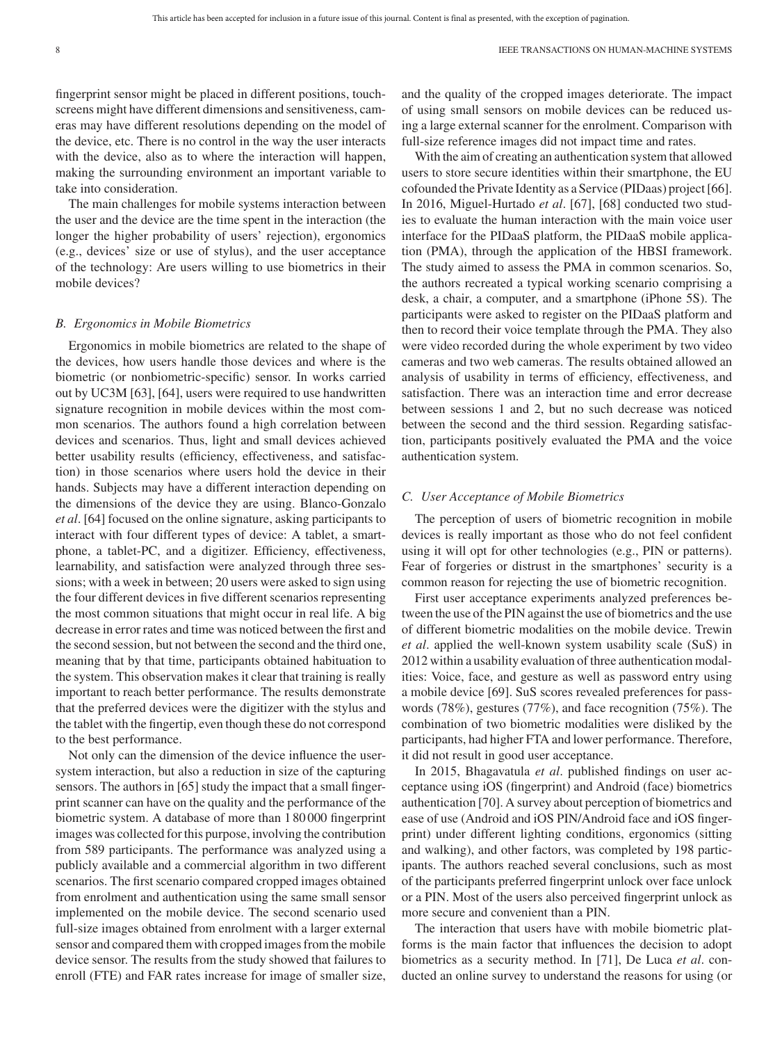fingerprint sensor might be placed in different positions, touchscreens might have different dimensions and sensitiveness, cameras may have different resolutions depending on the model of the device, etc. There is no control in the way the user interacts with the device, also as to where the interaction will happen, making the surrounding environment an important variable to take into consideration.

The main challenges for mobile systems interaction between the user and the device are the time spent in the interaction (the longer the higher probability of users' rejection), ergonomics (e.g., devices' size or use of stylus), and the user acceptance of the technology: Are users willing to use biometrics in their mobile devices?

### *B. Ergonomics in Mobile Biometrics*

Ergonomics in mobile biometrics are related to the shape of the devices, how users handle those devices and where is the biometric (or nonbiometric-specific) sensor. In works carried out by UC3M [63], [64], users were required to use handwritten signature recognition in mobile devices within the most common scenarios. The authors found a high correlation between devices and scenarios. Thus, light and small devices achieved better usability results (efficiency, effectiveness, and satisfaction) in those scenarios where users hold the device in their hands. Subjects may have a different interaction depending on the dimensions of the device they are using. Blanco-Gonzalo *et al*. [64] focused on the online signature, asking participants to interact with four different types of device: A tablet, a smartphone, a tablet-PC, and a digitizer. Efficiency, effectiveness, learnability, and satisfaction were analyzed through three sessions; with a week in between; 20 users were asked to sign using the four different devices in five different scenarios representing the most common situations that might occur in real life. A big decrease in error rates and time was noticed between the first and the second session, but not between the second and the third one, meaning that by that time, participants obtained habituation to the system. This observation makes it clear that training is really important to reach better performance. The results demonstrate that the preferred devices were the digitizer with the stylus and the tablet with the fingertip, even though these do not correspond to the best performance.

Not only can the dimension of the device influence the user-system interaction, but also a reduction in size of the capturing sensors. The authors in [65] study the impact that a small fingerprint scanner can have on the quality and the performance of the biometric system. A database of more than 1 80 000 fingerprint images was collected for this purpose, involving the contribution from 589 participants. The performance was analyzed using a publicly available and a commercial algorithm in two different scenarios. The first scenario compared cropped images obtained from enrolment and authentication using the same small sensor implemented on the mobile device. The second scenario used full-size images obtained from enrolment with a larger external sensor and compared them with cropped images from the mobile device sensor. The results from the study showed that failures to enroll (FTE) and FAR rates increase for image of smaller size, and the quality of the cropped images deteriorate. The impact of using small sensors on mobile devices can be reduced using a large external scanner for the enrolment. Comparison with full-size reference images did not impact time and rates.

With the aim of creating an authentication system that allowed users to store secure identities within their smartphone, the EU cofounded the Private Identity as a Service (PIDaas) project [66]. In 2016, Miguel-Hurtado *et al*. [67], [68] conducted two studies to evaluate the human interaction with the main voice user interface for the PIDaaS platform, the PIDaaS mobile application (PMA), through the application of the HBSI framework. The study aimed to assess the PMA in common scenarios. So, the authors recreated a typical working scenario comprising a desk, a chair, a computer, and a smartphone (iPhone 5S). The participants were asked to register on the PIDaaS platform and then to record their voice template through the PMA. They also were video recorded during the whole experiment by two video cameras and two web cameras. The results obtained allowed an analysis of usability in terms of efficiency, effectiveness, and satisfaction. There was an interaction time and error decrease between sessions 1 and 2, but no such decrease was noticed between the second and the third session. Regarding satisfaction, participants positively evaluated the PMA and the voice authentication system.

### *C. User Acceptance of Mobile Biometrics*

The perception of users of biometric recognition in mobile devices is really important as those who do not feel confident using it will opt for other technologies (e.g., PIN or patterns). Fear of forgeries or distrust in the smartphones' security is a common reason for rejecting the use of biometric recognition.

First user acceptance experiments analyzed preferences between the use of the PIN against the use of biometrics and the use of different biometric modalities on the mobile device. Trewin *et al*. applied the well-known system usability scale (SuS) in 2012 within a usability evaluation of three authentication modalities: Voice, face, and gesture as well as password entry using a mobile device [69]. SuS scores revealed preferences for passwords (78%), gestures (77%), and face recognition (75%). The combination of two biometric modalities were disliked by the participants, had higher FTA and lower performance. Therefore, it did not result in good user acceptance.

In 2015, Bhagavatula *et al*. published findings on user acceptance using iOS (fingerprint) and Android (face) biometrics authentication [70]. A survey about perception of biometrics and ease of use (Android and iOS PIN/Android face and iOS fingerprint) under different lighting conditions, ergonomics (sitting and walking), and other factors, was completed by 198 participants. The authors reached several conclusions, such as most of the participants preferred fingerprint unlock over face unlock or a PIN. Most of the users also perceived fingerprint unlock as more secure and convenient than a PIN.

The interaction that users have with mobile biometric platforms is the main factor that influences the decision to adopt biometrics as a security method. In [71], De Luca *et al*. conducted an online survey to understand the reasons for using (or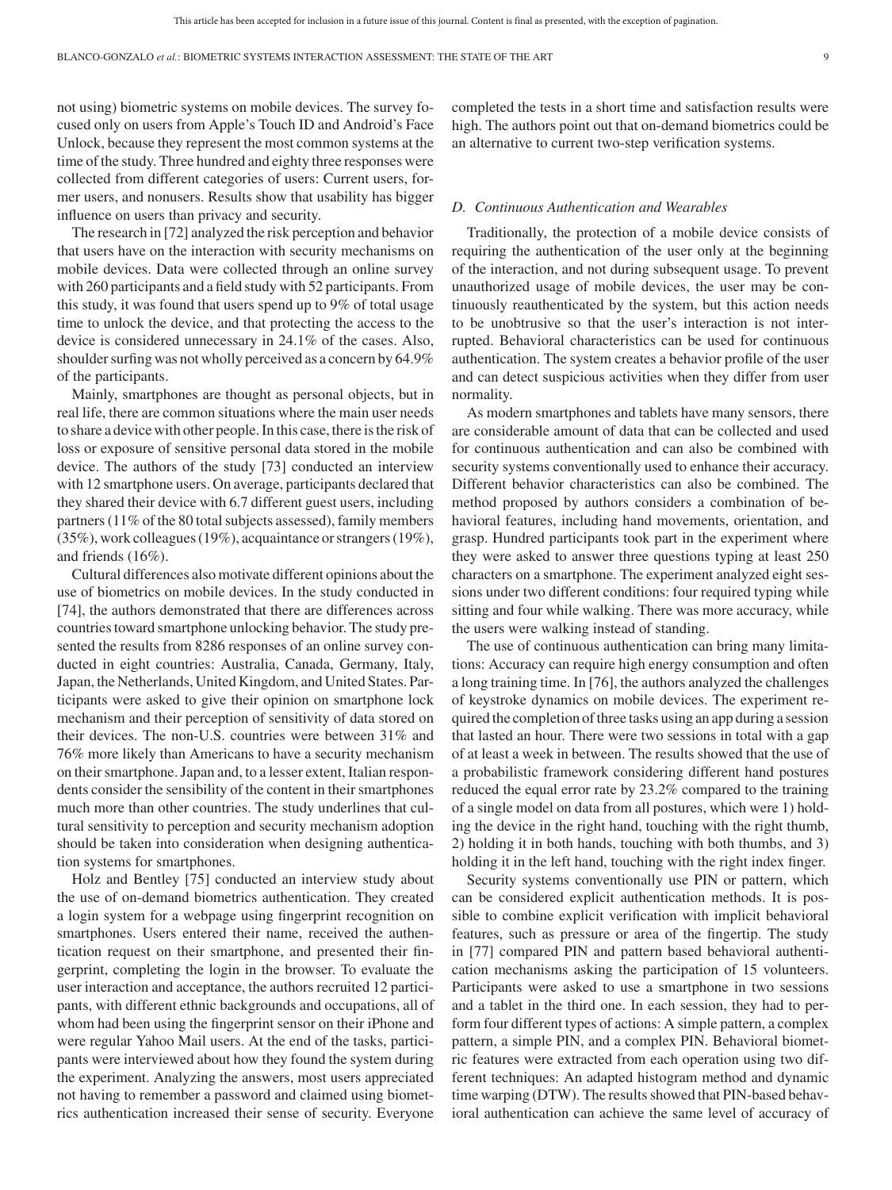not using) biometric systems on mobile devices. The survey focused only on users from Apple's Touch ID and Android's Face Unlock, because they represent the most common systems at the time of the study. Three hundred and eighty three responses were collected from different categories of users: Current users, former users, and nonusers. Results show that usability has bigger influence on users than privacy and security.

The research in [72] analyzed the risk perception and behavior that users have on the interaction with security mechanisms on mobile devices. Data were collected through an online survey with 260 participants and a field study with 52 participants. From this study, it was found that users spend up to 9% of total usage time to unlock the device, and that protecting the access to the device is considered unnecessary in 24.1% of the cases. Also, shoulder surfing was not wholly perceived as a concern by 64.9% of the participants.

Mainly, smartphones are thought as personal objects, but in real life, there are common situations where the main user needs to share a device with other people. In this case, there is the risk of loss or exposure of sensitive personal data stored in the mobile device. The authors of the study [73] conducted an interview with 12 smartphone users. On average, participants declared that they shared their device with 6.7 different guest users, including partners (11% of the 80 total subjects assessed), family members (35%), work colleagues (19%), acquaintance or strangers (19%), and friends (16%).

Cultural differences also motivate different opinions about the use of biometrics on mobile devices. In the study conducted in [74], the authors demonstrated that there are differences across countries toward smartphone unlocking behavior. The study presented the results from 8286 responses of an online survey conducted in eight countries: Australia, Canada, Germany, Italy, Japan, the Netherlands, United Kingdom, and United States. Participants were asked to give their opinion on smartphone lock mechanism and their perception of sensitivity of data stored on their devices. The non-U.S. countries were between 31% and 76% more likely than Americans to have a security mechanism on their smartphone. Japan and, to a lesser extent, Italian respondents consider the sensibility of the content in their smartphones much more than other countries. The study underlines that cultural sensitivity to perception and security mechanism adoption should be taken into consideration when designing authentication systems for smartphones.

Holz and Bentley [75] conducted an interview study about the use of on-demand biometrics authentication. They created a login system for a webpage using fingerprint recognition on smartphones. Users entered their name, received the authentication request on their smartphone, and presented their fingerprint, completing the login in the browser. To evaluate the user interaction and acceptance, the authors recruited 12 participants, with different ethnic backgrounds and occupations, all of whom had been using the fingerprint sensor on their iPhone and were regular Yahoo Mail users. At the end of the tasks, participants were interviewed about how they found the system during the experiment. Analyzing the answers, most users appreciated not having to remember a password and claimed using biometrics authentication increased their sense of security. Everyone completed the tests in a short time and satisfaction results were high. The authors point out that on-demand biometrics could be an alternative to current two-step verification systems.

### *D. Continuous Authentication and Wearables*

Traditionally, the protection of a mobile device consists of requiring the authentication of the user only at the beginning of the interaction, and not during subsequent usage. To prevent unauthorized usage of mobile devices, the user may be continuously reauthenticated by the system, but this action needs to be unobtrusive so that the user's interaction is not interrupted. Behavioral characteristics can be used for continuous authentication. The system creates a behavior profile of the user and can detect suspicious activities when they differ from user normality.

As modern smartphones and tablets have many sensors, there are considerable amount of data that can be collected and used for continuous authentication and can also be combined with security systems conventionally used to enhance their accuracy. Different behavior characteristics can also be combined. The method proposed by authors considers a combination of behavioral features, including hand movements, orientation, and grasp. Hundred participants took part in the experiment where they were asked to answer three questions typing at least 250 characters on a smartphone. The experiment analyzed eight sessions under two different conditions: four required typing while sitting and four while walking. There was more accuracy, while the users were walking instead of standing.

The use of continuous authentication can bring many limitations: Accuracy can require high energy consumption and often a long training time. In [76], the authors analyzed the challenges of keystroke dynamics on mobile devices. The experiment required the completion of three tasks using an app during a session that lasted an hour. There were two sessions in total with a gap of at least a week in between. The results showed that the use of a probabilistic framework considering different hand postures reduced the equal error rate by 23.2% compared to the training of a single model on data from all postures, which were 1) holding the device in the right hand, touching with the right thumb, 2) holding it in both hands, touching with both thumbs, and 3) holding it in the left hand, touching with the right index finger.

Security systems conventionally use PIN or pattern, which can be considered explicit authentication methods. It is possible to combine explicit verification with implicit behavioral features, such as pressure or area of the fingertip. The study in [77] compared PIN and pattern based behavioral authentication mechanisms asking the participation of 15 volunteers. Participants were asked to use a smartphone in two sessions and a tablet in the third one. In each session, they had to perform four different types of actions: A simple pattern, a complex pattern, a simple PIN, and a complex PIN. Behavioral biometric features were extracted from each operation using two different techniques: An adapted histogram method and dynamic time warping (DTW). The results showed that PIN-based behavioral authentication can achieve the same level of accuracy of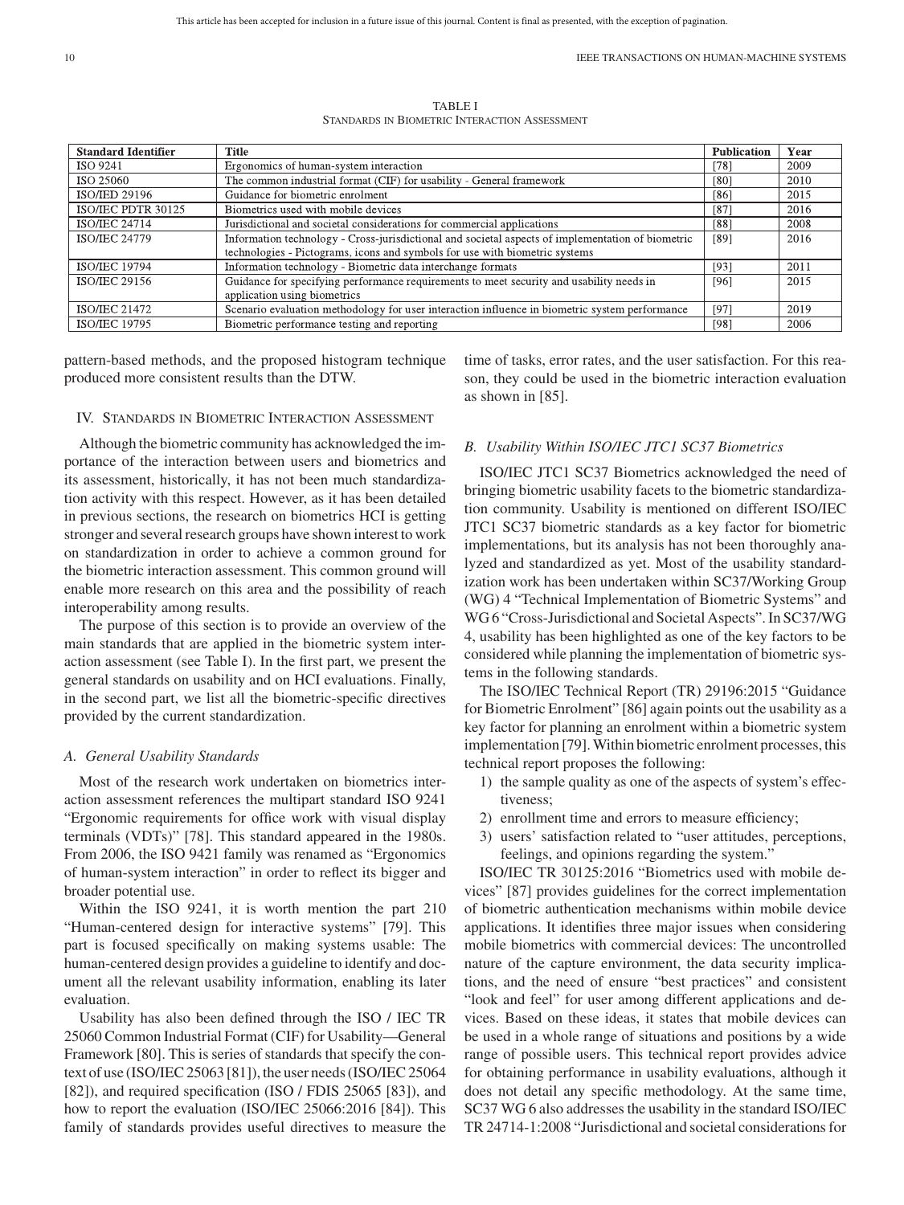TABLE I
STANDARDS IN BIOMETRIC INTERACTION ASSESSMENT

| Standard Identifier | Title | Publication | Year |
|---|---|---|---|
| ISO 9241 | Ergonomics of human-system interaction | [78] | 2009 |
| ISO 25060 | The common industrial format (CIF) for usability - General framework | [80] | 2010 |
| ISO/IED 29196 | Guidance for biometric enrolment | [86] | 2015 |
| ISO/IEC PDTR 30125 | Biometrics used with mobile devices | [87] | 2016 |
| ISO/IEC 24714 | Jurisdictional and societal considerations for commercial applications | [88] | 2008 |
| ISO/IEC 24779 | Information technology - Cross-jurisdictional and societal aspects of implementation of biometric technologies - Pictograms, icons and symbols for use with biometric systems | [89] | 2016 |
| ISO/IEC 19794 | Information technology - Biometric data interchange formats | [93] | 2011 |
| ISO/IEC 29156 | Guidance for specifying performance requirements to meet security and usability needs in application using biometrics | [96] | 2015 |
| ISO/IEC 21472 | Scenario evaluation methodology for user interaction influence in biometric system performance | [97] | 2019 |
| ISO/IEC 19795 | Biometric performance testing and reporting | [98] | 2006 |

pattern-based methods, and the proposed histogram technique produced more consistent results than the DTW.

## IV. Standards in Biometric Interaction Assessment

Although the biometric community has acknowledged the importance of the interaction between users and biometrics and its assessment, historically, it has not been much standardization activity with this respect. However, as it has been detailed in previous sections, the research on biometrics HCI is getting stronger and several research groups have shown interest to work on standardization in order to achieve a common ground for the biometric interaction assessment. This common ground will enable more research on this area and the possibility of reach interoperability among results.

The purpose of this section is to provide an overview of the main standards that are applied in the biometric system interaction assessment (see Table I). In the first part, we present the general standards on usability and on HCI evaluations. Finally, in the second part, we list all the biometric-specific directives provided by the current standardization.

### A. General Usability Standards

Most of the research work undertaken on biometrics interaction assessment references the multipart standard ISO 9241 "Ergonomic requirements for office work with visual display terminals (VDTs)" [78]. This standard appeared in the 1980s. From 2006, the ISO 9421 family was renamed as "Ergonomics of human-system interaction" in order to reflect its bigger and broader potential use.

Within the ISO 9241, it is worth mention the part 210 "Human-centered design for interactive systems" [79]. This part is focused specifically on making systems usable: The human-centered design provides a guideline to identify and document all the relevant usability information, enabling its later evaluation.

Usability has also been defined through the ISO / IEC TR 25060 Common Industrial Format (CIF) for Usability—General Framework [80]. This is series of standards that specify the context of use (ISO/IEC 25063 [81]), the user needs (ISO/IEC 25064 [82]), and required specification (ISO / FDIS 25065 [83]), and how to report the evaluation (ISO/IEC 25066:2016 [84]). This family of standards provides useful directives to measure the time of tasks, error rates, and the user satisfaction. For this reason, they could be used in the biometric interaction evaluation as shown in [85].

### B. Usability Within ISO/IEC JTC1 SC37 Biometrics

ISO/IEC JTC1 SC37 Biometrics acknowledged the need of bringing biometric usability facets to the biometric standardization community. Usability is mentioned on different ISO/IEC JTC1 SC37 biometric standards as a key factor for biometric implementations, but its analysis has not been thoroughly analyzed and standardized as yet. Most of the usability standardization work has been undertaken within SC37/Working Group (WG) 4 "Technical Implementation of Biometric Systems" and WG 6 "Cross-Jurisdictional and Societal Aspects". In SC37/WG 4, usability has been highlighted as one of the key factors to be considered while planning the implementation of biometric systems in the following standards.

The ISO/IEC Technical Report (TR) 29196:2015 "Guidance for Biometric Enrolment" [86] again points out the usability as a key factor for planning an enrolment within a biometric system implementation [79]. Within biometric enrolment processes, this technical report proposes the following:

1) the sample quality as one of the aspects of system's effectiveness;
2) enrollment time and errors to measure efficiency;
3) users' satisfaction related to "user attitudes, perceptions, feelings, and opinions regarding the system."

ISO/IEC TR 30125:2016 "Biometrics used with mobile devices" [87] provides guidelines for the correct implementation of biometric authentication mechanisms within mobile device applications. It identifies three major issues when considering mobile biometrics with commercial devices: The uncontrolled nature of the capture environment, the data security implications, and the need of ensure "best practices" and consistent "look and feel" for user among different applications and devices. Based on these ideas, it states that mobile devices can be used in a whole range of situations and positions by a wide range of possible users. This technical report provides advice for obtaining performance in usability evaluations, although it does not detail any specific methodology. At the same time, SC37 WG 6 also addresses the usability in the standard ISO/IEC TR 24714-1:2008 "Jurisdictional and societal considerations for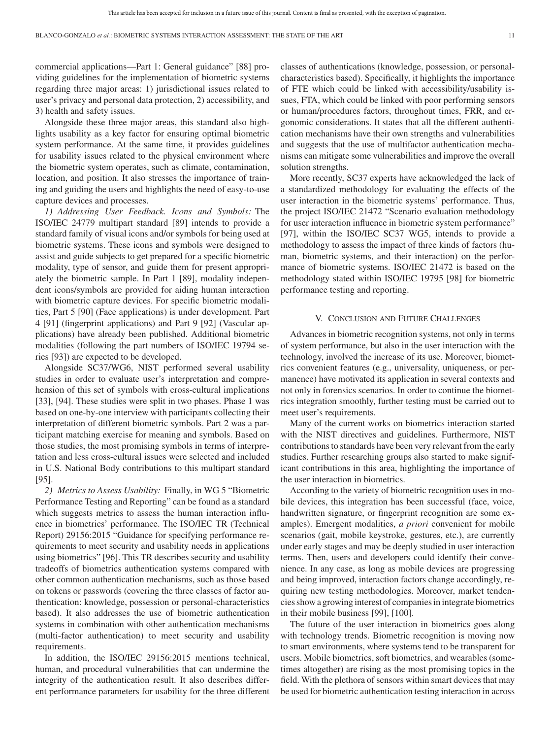commercial applications—Part 1: General guidance" [88] providing guidelines for the implementation of biometric systems regarding three major areas: 1) jurisdictional issues related to user's privacy and personal data protection, 2) accessibility, and 3) health and safety issues.

Alongside these three major areas, this standard also highlights usability as a key factor for ensuring optimal biometric system performance. At the same time, it provides guidelines for usability issues related to the physical environment where the biometric system operates, such as climate, contamination, location, and position. It also stresses the importance of training and guiding the users and highlights the need of easy-to-use capture devices and processes.

*1) Addressing User Feedback. Icons and Symbols:* The ISO/IEC 24779 multipart standard [89] intends to provide a standard family of visual icons and/or symbols for being used at biometric systems. These icons and symbols were designed to assist and guide subjects to get prepared for a specific biometric modality, type of sensor, and guide them for present appropriately the biometric sample. In Part 1 [89], modality independent icons/symbols are provided for aiding human interaction with biometric capture devices. For specific biometric modalities, Part 5 [90] (Face applications) is under development. Part 4 [91] (fingerprint applications) and Part 9 [92] (Vascular applications) have already been published. Additional biometric modalities (following the part numbers of ISO/IEC 19794 series [93]) are expected to be developed.

Alongside SC37/WG6, NIST performed several usability studies in order to evaluate user's interpretation and comprehension of this set of symbols with cross-cultural implications [33], [94]. These studies were split in two phases. Phase 1 was based on one-by-one interview with participants collecting their interpretation of different biometric symbols. Part 2 was a participant matching exercise for meaning and symbols. Based on those studies, the most promising symbols in terms of interpretation and less cross-cultural issues were selected and included in U.S. National Body contributions to this multipart standard [95].

*2) Metrics to Assess Usability:* Finally, in WG 5 "Biometric Performance Testing and Reporting" can be found as a standard which suggests metrics to assess the human interaction influence in biometrics' performance. The ISO/IEC TR (Technical Report) 29156:2015 "Guidance for specifying performance requirements to meet security and usability needs in applications using biometrics" [96]. This TR describes security and usability tradeoffs of biometrics authentication systems compared with other common authentication mechanisms, such as those based on tokens or passwords (covering the three classes of factor authentication: knowledge, possession or personal-characteristics based). It also addresses the use of biometric authentication systems in combination with other authentication mechanisms (multi-factor authentication) to meet security and usability requirements.

In addition, the ISO/IEC 29156:2015 mentions technical, human, and procedural vulnerabilities that can undermine the integrity of the authentication result. It also describes different performance parameters for usability for the three different classes of authentications (knowledge, possession, or personal-characteristics based). Specifically, it highlights the importance of FTE which could be linked with accessibility/usability issues, FTA, which could be linked with poor performing sensors or human/procedures factors, throughout times, FRR, and ergonomic considerations. It states that all the different authentication mechanisms have their own strengths and vulnerabilities and suggests that the use of multifactor authentication mechanisms can mitigate some vulnerabilities and improve the overall solution strengths.

More recently, SC37 experts have acknowledged the lack of a standardized methodology for evaluating the effects of the user interaction in the biometric systems' performance. Thus, the project ISO/IEC 21472 "Scenario evaluation methodology for user interaction influence in biometric system performance" [97], within the ISO/IEC SC37 WG5, intends to provide a methodology to assess the impact of three kinds of factors (human, biometric systems, and their interaction) on the performance of biometric systems. ISO/IEC 21472 is based on the methodology stated within ISO/IEC 19795 [98] for biometric performance testing and reporting.

## V. Conclusion and Future Challenges

Advances in biometric recognition systems, not only in terms of system performance, but also in the user interaction with the technology, involved the increase of its use. Moreover, biometrics convenient features (e.g., universality, uniqueness, or permanence) have motivated its application in several contexts and not only in forensics scenarios. In order to continue the biometrics integration smoothly, further testing must be carried out to meet user's requirements.

Many of the current works on biometrics interaction started with the NIST directives and guidelines. Furthermore, NIST contributions to standards have been very relevant from the early studies. Further researching groups also started to make significant contributions in this area, highlighting the importance of the user interaction in biometrics.

According to the variety of biometric recognition uses in mobile devices, this integration has been successful (face, voice, handwritten signature, or fingerprint recognition are some examples). Emergent modalities, *a priori* convenient for mobile scenarios (gait, mobile keystroke, gestures, etc.), are currently under early stages and may be deeply studied in user interaction terms. Then, users and developers could identify their convenience. In any case, as long as mobile devices are progressing and being improved, interaction factors change accordingly, requiring new testing methodologies. Moreover, market tendencies show a growing interest of companies in integrate biometrics in their mobile business [99], [100].

The future of the user interaction in biometrics goes along with technology trends. Biometric recognition is moving now to smart environments, where systems tend to be transparent for users. Mobile biometrics, soft biometrics, and wearables (sometimes altogether) are rising as the most promising topics in the field. With the plethora of sensors within smart devices that may be used for biometric authentication testing interaction in across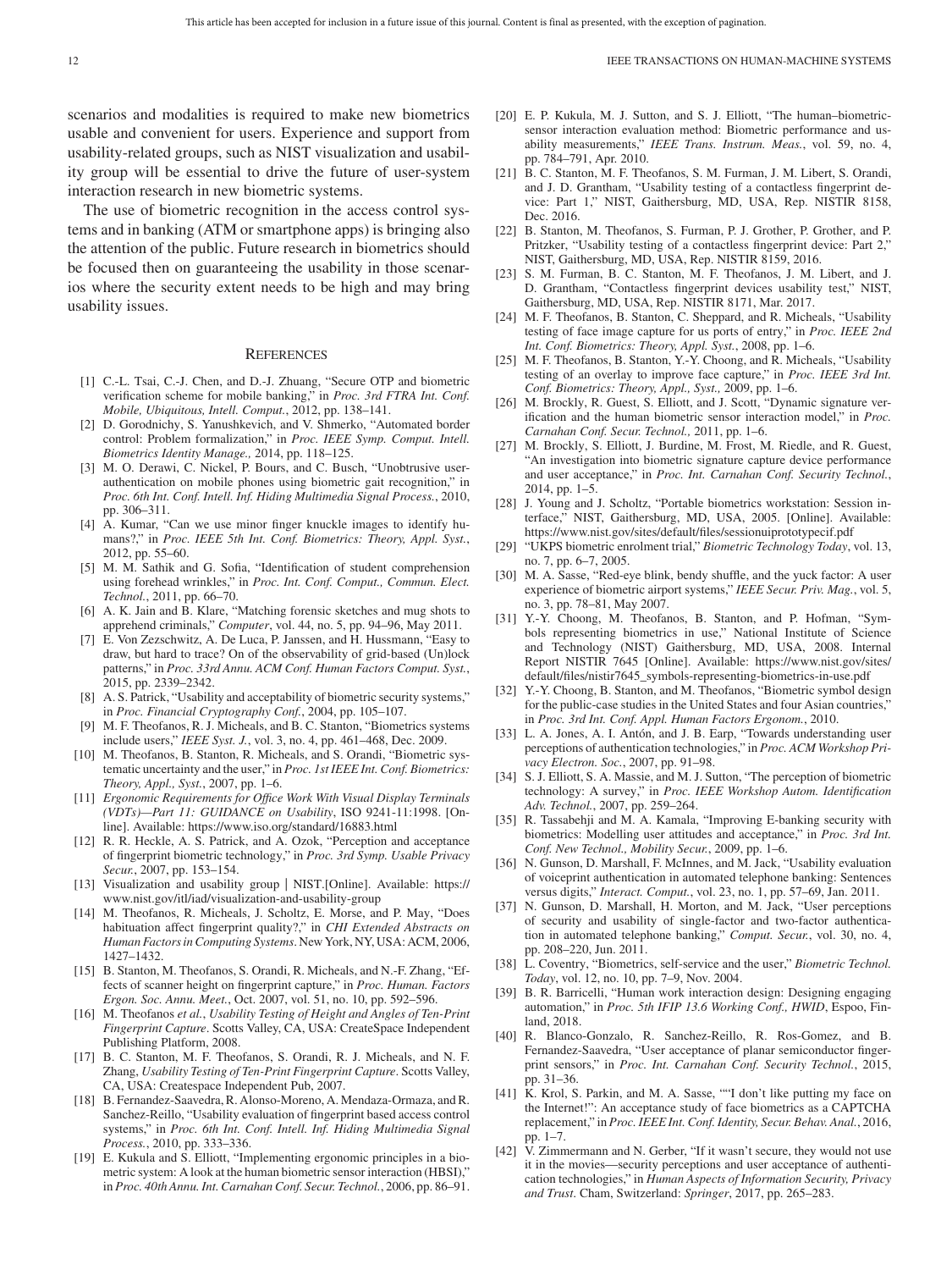scenarios and modalities is required to make new biometrics usable and convenient for users. Experience and support from usability-related groups, such as NIST visualization and usability group will be essential to drive the future of user-system interaction research in new biometric systems.

The use of biometric recognition in the access control systems and in banking (ATM or smartphone apps) is bringing also the attention of the public. Future research in biometrics should be focused then on guaranteeing the usability in those scenarios where the security extent needs to be high and may bring usability issues.

## References

[1] C.-L. Tsai, C.-J. Chen, and D.-J. Zhuang, "Secure OTP and biometric verification scheme for mobile banking," in *Proc. 3rd FTRA Int. Conf. Mobile, Ubiquitous, Intell. Comput.*, 2012, pp. 138–141.

[2] D. Gorodnichy, S. Yanushkevich, and V. Shmerko, "Automated border control: Problem formalization," in *Proc. IEEE Symp. Comput. Intell. Biometrics Identity Manage.,* 2014, pp. 118–125.

[3] M. O. Derawi, C. Nickel, P. Bours, and C. Busch, "Unobtrusive user-authentication on mobile phones using biometric gait recognition," in *Proc. 6th Int. Conf. Intell. Inf. Hiding Multimedia Signal Process.*, 2010, pp. 306–311.

[4] A. Kumar, "Can we use minor finger knuckle images to identify humans?," in *Proc. IEEE 5th Int. Conf. Biometrics: Theory, Appl. Syst.*, 2012, pp. 55–60.

[5] M. M. Sathik and G. Sofia, "Identification of student comprehension using forehead wrinkles," in *Proc. Int. Conf. Comput., Commun. Elect. Technol.*, 2011, pp. 66–70.

[6] A. K. Jain and B. Klare, "Matching forensic sketches and mug shots to apprehend criminals," *Computer*, vol. 44, no. 5, pp. 94–96, May 2011.

[7] E. Von Zezschwitz, A. De Luca, P. Janssen, and H. Hussmann, "Easy to draw, but hard to trace? On of the observability of grid-based (Un)lock patterns," in *Proc. 33rd Annu. ACM Conf. Human Factors Comput. Syst.*, 2015, pp. 2339–2342.

[8] A. S. Patrick, "Usability and acceptability of biometric security systems," in *Proc. Financial Cryptography Conf.*, 2004, pp. 105–107.

[9] M. F. Theofanos, R. J. Micheals, and B. C. Stanton, "Biometrics systems include users," *IEEE Syst. J.*, vol. 3, no. 4, pp. 461–468, Dec. 2009.

[10] M. Theofanos, B. Stanton, R. Micheals, and S. Orandi, "Biometric systematic uncertainty and the user," in *Proc. 1st IEEE Int. Conf. Biometrics: Theory, Appl., Syst.*, 2007, pp. 1–6.

[11] *Ergonomic Requirements for Office Work With Visual Display Terminals (VDTs)—Part 11: GUIDANCE on Usability*, ISO 9241-11:1998. [Online]. Available: https://www.iso.org/standard/16883.html

[12] R. R. Heckle, A. S. Patrick, and A. Ozok, "Perception and acceptance of fingerprint biometric technology," in *Proc. 3rd Symp. Usable Privacy Secur.*, 2007, pp. 153–154.

[13] Visualization and usability group | NIST.[Online]. Available: https://www.nist.gov/itl/iad/visualization-and-usability-group

[14] M. Theofanos, R. Micheals, J. Scholtz, E. Morse, and P. May, "Does habituation affect fingerprint quality?," in *CHI Extended Abstracts on Human Factors in Computing Systems*. New York, NY, USA: ACM, 2006, 1427–1432.

[15] B. Stanton, M. Theofanos, S. Orandi, R. Micheals, and N.-F. Zhang, "Effects of scanner height on fingerprint capture," in *Proc. Human. Factors Ergon. Soc. Annu. Meet.*, Oct. 2007, vol. 51, no. 10, pp. 592–596.

[16] M. Theofanos *et al.*, *Usability Testing of Height and Angles of Ten-Print Fingerprint Capture*. Scotts Valley, CA, USA: CreateSpace Independent Publishing Platform, 2008.

[17] B. C. Stanton, M. F. Theofanos, S. Orandi, R. J. Micheals, and N. F. Zhang, *Usability Testing of Ten-Print Fingerprint Capture*. Scotts Valley, CA, USA: Createspace Independent Pub, 2007.

[18] B. Fernandez-Saavedra, R. Alonso-Moreno, A. Mendaza-Ormaza, and R. Sanchez-Reillo, "Usability evaluation of fingerprint based access control systems," in *Proc. 6th Int. Conf. Intell. Inf. Hiding Multimedia Signal Process.*, 2010, pp. 333–336.

[19] E. Kukula and S. Elliott, "Implementing ergonomic principles in a biometric system: A look at the human biometric sensor interaction (HBSI)," in *Proc. 40th Annu. Int. Carnahan Conf. Secur. Technol.*, 2006, pp. 86–91.

[20] E. P. Kukula, M. J. Sutton, and S. J. Elliott, "The human–biometric-sensor interaction evaluation method: Biometric performance and usability measurements," *IEEE Trans. Instrum. Meas.*, vol. 59, no. 4, pp. 784–791, Apr. 2010.

[21] B. C. Stanton, M. F. Theofanos, S. M. Furman, J. M. Libert, S. Orandi, and J. D. Grantham, "Usability testing of a contactless fingerprint device: Part 1," NIST, Gaithersburg, MD, USA, Rep. NISTIR 8158, Dec. 2016.

[22] B. Stanton, M. Theofanos, S. Furman, P. J. Grother, P. Grother, and P. Pritzker, "Usability testing of a contactless fingerprint device: Part 2," NIST, Gaithersburg, MD, USA, Rep. NISTIR 8159, 2016.

[23] S. M. Furman, B. C. Stanton, M. F. Theofanos, J. M. Libert, and J. D. Grantham, "Contactless fingerprint devices usability test," NIST, Gaithersburg, MD, USA, Rep. NISTIR 8171, Mar. 2017.

[24] M. F. Theofanos, B. Stanton, C. Sheppard, and R. Micheals, "Usability testing of face image capture for us ports of entry," in *Proc. IEEE 2nd Int. Conf. Biometrics: Theory, Appl. Syst.*, 2008, pp. 1–6.

[25] M. F. Theofanos, B. Stanton, Y.-Y. Choong, and R. Micheals, "Usability testing of an overlay to improve face capture," in *Proc. IEEE 3rd Int. Conf. Biometrics: Theory, Appl., Syst.,* 2009, pp. 1–6.

[26] M. Brockly, R. Guest, S. Elliott, and J. Scott, "Dynamic signature verification and the human biometric sensor interaction model," in *Proc. Carnahan Conf. Secur. Technol.,* 2011, pp. 1–6.

[27] M. Brockly, S. Elliott, J. Burdine, M. Frost, M. Riedle, and R. Guest, "An investigation into biometric signature capture device performance and user acceptance," in *Proc. Int. Carnahan Conf. Security Technol.*, 2014, pp. 1–5.

[28] J. Young and J. Scholtz, "Portable biometrics workstation: Session interface," NIST, Gaithersburg, MD, USA, 2005. [Online]. Available: https://www.nist.gov/sites/default/files/sessionuiprototypecif.pdf

[29] "UKPS biometric enrolment trial," *Biometric Technology Today*, vol. 13, no. 7, pp. 6–7, 2005.

[30] M. A. Sasse, "Red-eye blink, bendy shuffle, and the yuck factor: A user experience of biometric airport systems," *IEEE Secur. Priv. Mag.*, vol. 5, no. 3, pp. 78–81, May 2007.

[31] Y.-Y. Choong, M. Theofanos, B. Stanton, and P. Hofman, "Symbols representing biometrics in use," National Institute of Science and Technology (NIST) Gaithersburg, MD, USA, 2008. Internal Report NISTIR 7645 [Online]. Available: https://www.nist.gov/sites/default/files/nistir7645_symbols-representing-biometrics-in-use.pdf

[32] Y.-Y. Choong, B. Stanton, and M. Theofanos, "Biometric symbol design for the public-case studies in the United States and four Asian countries," in *Proc. 3rd Int. Conf. Appl. Human Factors Ergonom.*, 2010.

[33] L. A. Jones, A. I. Antón, and J. B. Earp, "Towards understanding user perceptions of authentication technologies," in *Proc. ACM Workshop Privacy Electron. Soc.*, 2007, pp. 91–98.

[34] S. J. Elliott, S. A. Massie, and M. J. Sutton, "The perception of biometric technology: A survey," in *Proc. IEEE Workshop Autom. Identification Adv. Technol.*, 2007, pp. 259–264.

[35] R. Tassabehji and M. A. Kamala, "Improving E-banking security with biometrics: Modelling user attitudes and acceptance," in *Proc. 3rd Int. Conf. New Technol., Mobility Secur.*, 2009, pp. 1–6.

[36] N. Gunson, D. Marshall, F. McInnes, and M. Jack, "Usability evaluation of voiceprint authentication in automated telephone banking: Sentences versus digits," *Interact. Comput.*, vol. 23, no. 1, pp. 57–69, Jan. 2011.

[37] N. Gunson, D. Marshall, H. Morton, and M. Jack, "User perceptions of security and usability of single-factor and two-factor authentication in automated telephone banking," *Comput. Secur.*, vol. 30, no. 4, pp. 208–220, Jun. 2011.

[38] L. Coventry, "Biometrics, self-service and the user," *Biometric Technol. Today*, vol. 12, no. 10, pp. 7–9, Nov. 2004.

[39] B. R. Barricelli, "Human work interaction design: Designing engaging automation," in *Proc. 5th IFIP 13.6 Working Conf., HWID*, Espoo, Finland, 2018.

[40] R. Blanco-Gonzalo, R. Sanchez-Reillo, R. Ros-Gomez, and B. Fernandez-Saavedra, "User acceptance of planar semiconductor fingerprint sensors," in *Proc. Int. Carnahan Conf. Security Technol.*, 2015, pp. 31–36.

[41] K. Krol, S. Parkin, and M. A. Sasse, ""I don't like putting my face on the Internet!": An acceptance study of face biometrics as a CAPTCHA replacement," in *Proc. IEEE Int. Conf. Identity, Secur. Behav. Anal.*, 2016, pp. 1–7.

[42] V. Zimmermann and N. Gerber, "If it wasn't secure, they would not use it in the movies—security perceptions and user acceptance of authentication technologies," in *Human Aspects of Information Security, Privacy and Trust*. Cham, Switzerland: *Springer*, 2017, pp. 265–283.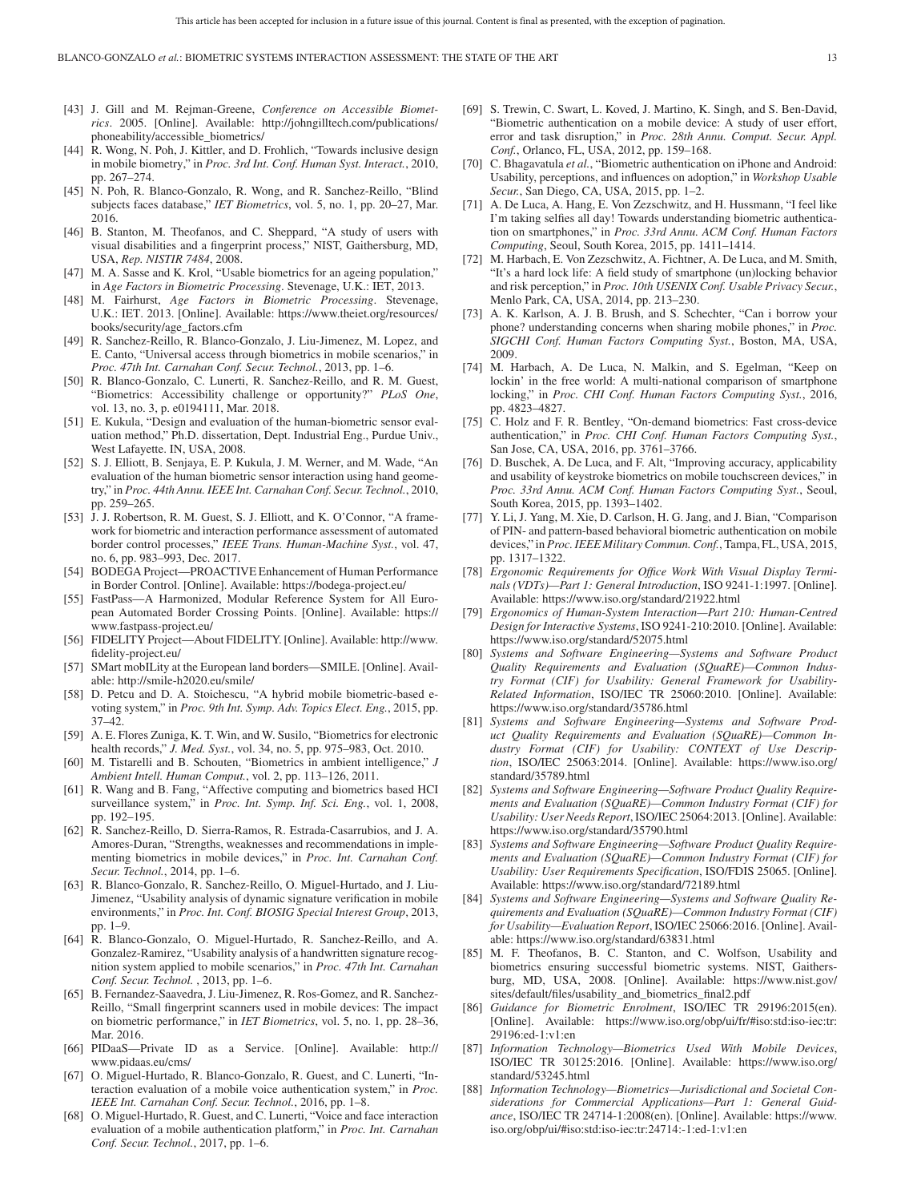[43] J. Gill and M. Rejman-Greene, *Conference on Accessible Biometrics*. 2005. [Online]. Available: http://johngilltech.com/publications/phoneability/accessible_biometrics/

[44] R. Wong, N. Poh, J. Kittler, and D. Frohlich, "Towards inclusive design in mobile biometry," in *Proc. 3rd Int. Conf. Human Syst. Interact.*, 2010, pp. 267–274.

[45] N. Poh, R. Blanco-Gonzalo, R. Wong, and R. Sanchez-Reillo, "Blind subjects faces database," *IET Biometrics*, vol. 5, no. 1, pp. 20–27, Mar. 2016.

[46] B. Stanton, M. Theofanos, and C. Sheppard, "A study of users with visual disabilities and a fingerprint process," NIST, Gaithersburg, MD, USA, *Rep. NISTIR 7484*, 2008.

[47] M. A. Sasse and K. Krol, "Usable biometrics for an ageing population," in *Age Factors in Biometric Processing*. Stevenage, U.K.: IET, 2013.

[48] M. Fairhurst, *Age Factors in Biometric Processing*. Stevenage, U.K.: IET. 2013. [Online]. Available: https://www.theiet.org/resources/books/security/age_factors.cfm

[49] R. Sanchez-Reillo, R. Blanco-Gonzalo, J. Liu-Jimenez, M. Lopez, and E. Canto, "Universal access through biometrics in mobile scenarios," in *Proc. 47th Int. Carnahan Conf. Secur. Technol.*, 2013, pp. 1–6.

[50] R. Blanco-Gonzalo, C. Lunerti, R. Sanchez-Reillo, and R. M. Guest, "Biometrics: Accessibility challenge or opportunity?" *PLoS One*, vol. 13, no. 3, p. e0194111, Mar. 2018.

[51] E. Kukula, "Design and evaluation of the human-biometric sensor evaluation method," Ph.D. dissertation, Dept. Industrial Eng., Purdue Univ., West Lafayette. IN, USA, 2008.

[52] S. J. Elliott, B. Senjaya, E. P. Kukula, J. M. Werner, and M. Wade, "An evaluation of the human biometric sensor interaction using hand geometry," in *Proc. 44th Annu. IEEE Int. Carnahan Conf. Secur. Technol.*, 2010, pp. 259–265.

[53] J. J. Robertson, R. M. Guest, S. J. Elliott, and K. O'Connor, "A framework for biometric and interaction performance assessment of automated border control processes," *IEEE Trans. Human-Machine Syst.*, vol. 47, no. 6, pp. 983–993, Dec. 2017.

[54] BODEGA Project—PROACTIVE Enhancement of Human Performance in Border Control. [Online]. Available: https://bodega-project.eu/

[55] FastPass—A Harmonized, Modular Reference System for All European Automated Border Crossing Points. [Online]. Available: https://www.fastpass-project.eu/

[56] FIDELITY Project—About FIDELITY. [Online]. Available: http://www.fidelity-project.eu/

[57] SMart mobILity at the European land borders—SMILE. [Online]. Available: http://smile-h2020.eu/smile/

[58] D. Petcu and D. A. Stoichescu, "A hybrid mobile biometric-based e-voting system," in *Proc. 9th Int. Symp. Adv. Topics Elect. Eng.*, 2015, pp. 37–42.

[59] A. E. Flores Zuniga, K. T. Win, and W. Susilo, "Biometrics for electronic health records," *J. Med. Syst.*, vol. 34, no. 5, pp. 975–983, Oct. 2010.

[60] M. Tistarelli and B. Schouten, "Biometrics in ambient intelligence," *J Ambient Intell. Human Comput.*, vol. 2, pp. 113–126, 2011.

[61] R. Wang and B. Fang, "Affective computing and biometrics based HCI surveillance system," in *Proc. Int. Symp. Inf. Sci. Eng.*, vol. 1, 2008, pp. 192–195.

[62] R. Sanchez-Reillo, D. Sierra-Ramos, R. Estrada-Casarrubios, and J. A. Amores-Duran, "Strengths, weaknesses and recommendations in implementing biometrics in mobile devices," in *Proc. Int. Carnahan Conf. Secur. Technol.*, 2014, pp. 1–6.

[63] R. Blanco-Gonzalo, R. Sanchez-Reillo, O. Miguel-Hurtado, and J. Liu-Jimenez, "Usability analysis of dynamic signature verification in mobile environments," in *Proc. Int. Conf. BIOSIG Special Interest Group*, 2013, pp. 1–9.

[64] R. Blanco-Gonzalo, O. Miguel-Hurtado, R. Sanchez-Reillo, and A. Gonzalez-Ramirez, "Usability analysis of a handwritten signature recognition system applied to mobile scenarios," in *Proc. 47th Int. Carnahan Conf. Secur. Technol.* , 2013, pp. 1–6.

[65] B. Fernandez-Saavedra, J. Liu-Jimenez, R. Ros-Gomez, and R. Sanchez-Reillo, "Small fingerprint scanners used in mobile devices: The impact on biometric performance," in *IET Biometrics*, vol. 5, no. 1, pp. 28–36, Mar. 2016.

[66] PIDaaS—Private ID as a Service. [Online]. Available: http://www.pidaas.eu/cms/

[67] O. Miguel-Hurtado, R. Blanco-Gonzalo, R. Guest, and C. Lunerti, "Interaction evaluation of a mobile voice authentication system," in *Proc. IEEE Int. Carnahan Conf. Secur. Technol.*, 2016, pp. 1–8.

[68] O. Miguel-Hurtado, R. Guest, and C. Lunerti, "Voice and face interaction evaluation of a mobile authentication platform," in *Proc. Int. Carnahan Conf. Secur. Technol.*, 2017, pp. 1–6.

[69] S. Trewin, C. Swart, L. Koved, J. Martino, K. Singh, and S. Ben-David, "Biometric authentication on a mobile device: A study of user effort, error and task disruption," in *Proc. 28th Annu. Comput. Secur. Appl. Conf.*, Orlanco, FL, USA, 2012, pp. 159–168.

[70] C. Bhagavatula *et al.*, "Biometric authentication on iPhone and Android: Usability, perceptions, and influences on adoption," in *Workshop Usable Secur.*, San Diego, CA, USA, 2015, pp. 1–2.

[71] A. De Luca, A. Hang, E. Von Zezschwitz, and H. Hussmann, "I feel like I'm taking selfies all day! Towards understanding biometric authentication on smartphones," in *Proc. 33rd Annu. ACM Conf. Human Factors Computing*, Seoul, South Korea, 2015, pp. 1411–1414.

[72] M. Harbach, E. Von Zezschwitz, A. Fichtner, A. De Luca, and M. Smith, "It's a hard lock life: A field study of smartphone (un)locking behavior and risk perception," in *Proc. 10th USENIX Conf. Usable Privacy Secur.*, Menlo Park, CA, USA, 2014, pp. 213–230.

[73] A. K. Karlson, A. J. B. Brush, and S. Schechter, "Can i borrow your phone? understanding concerns when sharing mobile phones," in *Proc. SIGCHI Conf. Human Factors Computing Syst.*, Boston, MA, USA, 2009.

[74] M. Harbach, A. De Luca, N. Malkin, and S. Egelman, "Keep on lockin' in the free world: A multi-national comparison of smartphone locking," in *Proc. CHI Conf. Human Factors Computing Syst.*, 2016, pp. 4823–4827.

[75] C. Holz and F. R. Bentley, "On-demand biometrics: Fast cross-device authentication," in *Proc. CHI Conf. Human Factors Computing Syst.*, San Jose, CA, USA, 2016, pp. 3761–3766.

[76] D. Buschek, A. De Luca, and F. Alt, "Improving accuracy, applicability and usability of keystroke biometrics on mobile touchscreen devices," in *Proc. 33rd Annu. ACM Conf. Human Factors Computing Syst.*, Seoul, South Korea, 2015, pp. 1393–1402.

[77] Y. Li, J. Yang, M. Xie, D. Carlson, H. G. Jang, and J. Bian, "Comparison of PIN- and pattern-based behavioral biometric authentication on mobile devices," in *Proc. IEEE Military Commun. Conf.*, Tampa, FL, USA, 2015, pp. 1317–1322.

[78] *Ergonomic Requirements for Office Work With Visual Display Terminals (VDTs)—Part 1: General Introduction*, ISO 9241-1:1997. [Online]. Available: https://www.iso.org/standard/21922.html

[79] *Ergonomics of Human-System Interaction—Part 210: Human-Centred Design for Interactive Systems*, ISO 9241-210:2010. [Online]. Available: https://www.iso.org/standard/52075.html

[80] *Systems and Software Engineering—Systems and Software Product Quality Requirements and Evaluation (SQuaRE)—Common Industry Format (CIF) for Usability: General Framework for Usability-Related Information*, ISO/IEC TR 25060:2010. [Online]. Available: https://www.iso.org/standard/35786.html

[81] *Systems and Software Engineering—Systems and Software Product Quality Requirements and Evaluation (SQuaRE)—Common Industry Format (CIF) for Usability: CONTEXT of Use Description*, ISO/IEC 25063:2014. [Online]. Available: https://www.iso.org/standard/35789.html

[82] *Systems and Software Engineering—Software Product Quality Requirements and Evaluation (SQuaRE)—Common Industry Format (CIF) for Usability: User Needs Report*, ISO/IEC 25064:2013. [Online]. Available: https://www.iso.org/standard/35790.html

[83] *Systems and Software Engineering—Software Product Quality Requirements and Evaluation (SQuaRE)—Common Industry Format (CIF) for Usability: User Requirements Specification*, ISO/FDIS 25065. [Online]. Available: https://www.iso.org/standard/72189.html

[84] *Systems and Software Engineering—Systems and Software Quality Requirements and Evaluation (SQuaRE)—Common Industry Format (CIF) for Usability—Evaluation Report*, ISO/IEC 25066:2016. [Online]. Available: https://www.iso.org/standard/63831.html

[85] M. F. Theofanos, B. C. Stanton, and C. Wolfson, Usability and biometrics ensuring successful biometric systems. NIST, Gaithersburg, MD, USA, 2008. [Online]. Available: https://www.nist.gov/sites/default/files/usability_and_biometrics_final2.pdf

[86] *Guidance for Biometric Enrolment*, ISO/IEC TR 29196:2015(en). [Online]. Available: https://www.iso.org/obp/ui/fr/#iso:std:iso-iec:tr:29196:ed-1:v1:en

[87] *Information Technology—Biometrics Used With Mobile Devices*, ISO/IEC TR 30125:2016. [Online]. Available: https://www.iso.org/standard/53245.html

[88] *Information Technology—Biometrics—Jurisdictional and Societal Considerations for Commercial Applications—Part 1: General Guidance*, ISO/IEC TR 24714-1:2008(en). [Online]. Available: https://www.iso.org/obp/ui/#iso:std:iso-iec:tr:24714:-1:ed-1:v1:en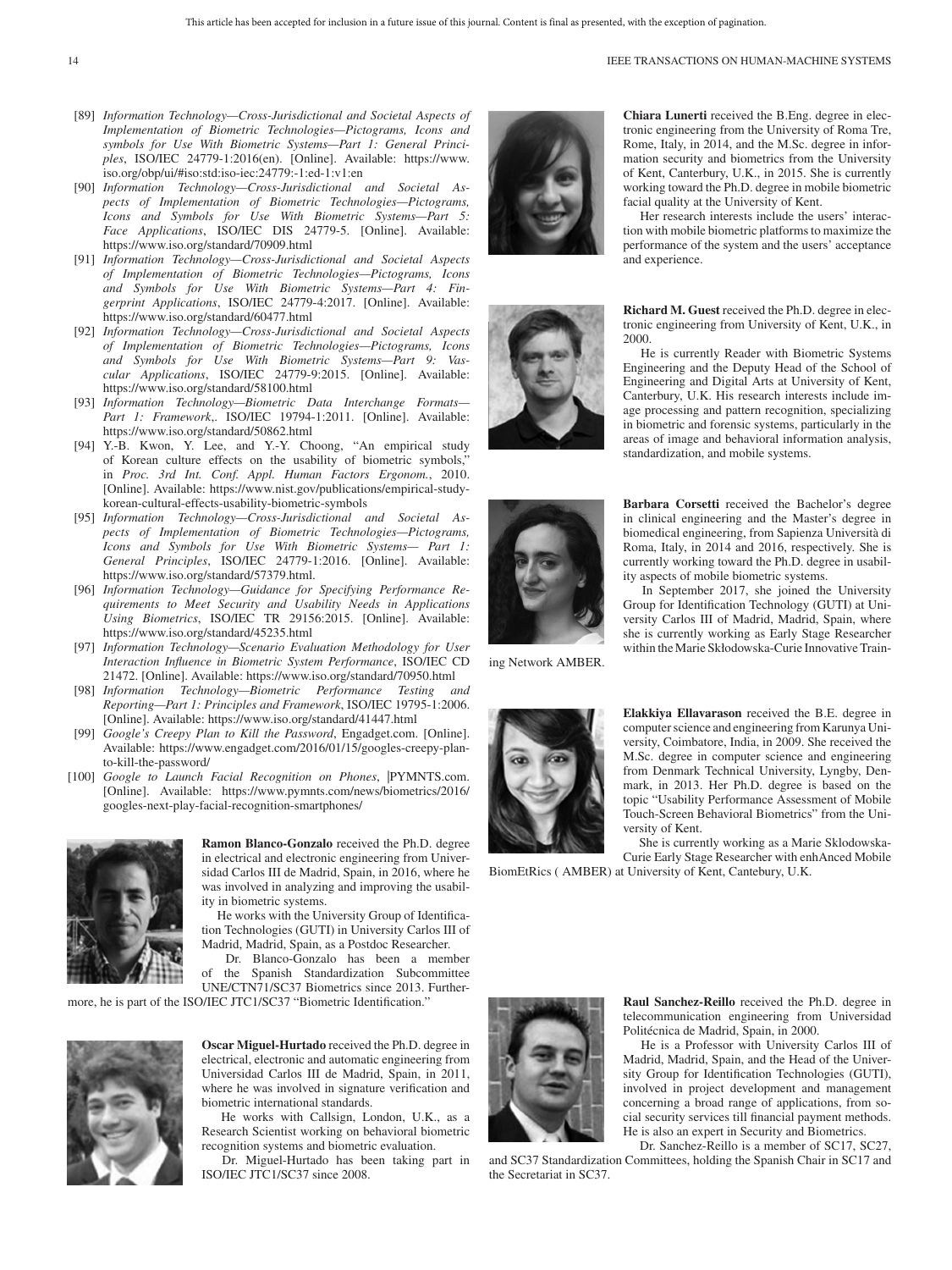[89] *Information Technology—Cross-Jurisdictional and Societal Aspects of Implementation of Biometric Technologies—Pictograms, Icons and symbols for Use With Biometric Systems—Part 1: General Principles*, ISO/IEC 24779-1:2016(en). [Online]. Available: https://www.iso.org/obp/ui/#iso:std:iso-iec:24779:-1:ed-1:v1:en

[90] *Information Technology—Cross-Jurisdictional and Societal Aspects of Implementation of Biometric Technologies—Pictograms, Icons and Symbols for Use With Biometric Systems—Part 5: Face Applications*, ISO/IEC DIS 24779-5. [Online]. Available: https://www.iso.org/standard/70909.html

[91] *Information Technology—Cross-Jurisdictional and Societal Aspects of Implementation of Biometric Technologies—Pictograms, Icons and Symbols for Use With Biometric Systems—Part 4: Fingerprint Applications*, ISO/IEC 24779-4:2017. [Online]. Available: https://www.iso.org/standard/60477.html

[92] *Information Technology—Cross-Jurisdictional and Societal Aspects of Implementation of Biometric Technologies—Pictograms, Icons and Symbols for Use With Biometric Systems—Part 9: Vascular Applications*, ISO/IEC 24779-9:2015. [Online]. Available: https://www.iso.org/standard/58100.html

[93] *Information Technology—Biometric Data Interchange Formats—Part 1: Framework,*. ISO/IEC 19794-1:2011. [Online]. Available: https://www.iso.org/standard/50862.html

[94] Y.-B. Kwon, Y. Lee, and Y.-Y. Choong, "An empirical study of Korean culture effects on the usability of biometric symbols," in *Proc. 3rd Int. Conf. Appl. Human Factors Ergonom.*, 2010. [Online]. Available: https://www.nist.gov/publications/empirical-study-korean-cultural-effects-usability-biometric-symbols

[95] *Information Technology—Cross-Jurisdictional and Societal Aspects of Implementation of Biometric Technologies—Pictograms, Icons and Symbols for Use With Biometric Systems— Part 1: General Principles*, ISO/IEC 24779-1:2016. [Online]. Available: https://www.iso.org/standard/57379.html.

[96] *Information Technology—Guidance for Specifying Performance Requirements to Meet Security and Usability Needs in Applications Using Biometrics*, ISO/IEC TR 29156:2015. [Online]. Available: https://www.iso.org/standard/45235.html

[97] *Information Technology—Scenario Evaluation Methodology for User Interaction Influence in Biometric System Performance*, ISO/IEC CD 21472. [Online]. Available: https://www.iso.org/standard/70950.html

[98] *Information Technology—Biometric Performance Testing and Reporting—Part 1: Principles and Framework*, ISO/IEC 19795-1:2006. [Online]. Available: https://www.iso.org/standard/41447.html

[99] *Google's Creepy Plan to Kill the Password*, Engadget.com. [Online]. Available: https://www.engadget.com/2016/01/15/googles-creepy-plan-to-kill-the-password/

[100] *Google to Launch Facial Recognition on Phones*, |PYMNTS.com. [Online]. Available: https://www.pymnts.com/news/biometrics/2016/googles-next-play-facial-recognition-smartphones/

**Ramon Blanco-Gonzalo** received the Ph.D. degree in electrical and electronic engineering from Universidad Carlos III de Madrid, Spain, in 2016, where he was involved in analyzing and improving the usability in biometric systems.

He works with the University Group of Identification Technologies (GUTI) in University Carlos III of Madrid, Madrid, Spain, as a Postdoc Researcher.

Dr. Blanco-Gonzalo has been a member of the Spanish Standardization Subcommittee UNE/CTN71/SC37 Biometrics since 2013. Furthermore, he is part of the ISO/IEC JTC1/SC37 "Biometric Identification."

**Oscar Miguel-Hurtado** received the Ph.D. degree in electrical, electronic and automatic engineering from Universidad Carlos III de Madrid, Spain, in 2011, where he was involved in signature verification and biometric international standards.

He works with Callsign, London, U.K., as a Research Scientist working on behavioral biometric recognition systems and biometric evaluation.

Dr. Miguel-Hurtado has been taking part in ISO/IEC JTC1/SC37 since 2008.

**Chiara Lunerti** received the B.Eng. degree in electronic engineering from the University of Roma Tre, Rome, Italy, in 2014, and the M.Sc. degree in information security and biometrics from the University of Kent, Canterbury, U.K., in 2015. She is currently working toward the Ph.D. degree in mobile biometric facial quality at the University of Kent.

Her research interests include the users' interaction with mobile biometric platforms to maximize the performance of the system and the users' acceptance and experience.

**Richard M. Guest** received the Ph.D. degree in electronic engineering from University of Kent, U.K., in 2000.

He is currently Reader with Biometric Systems Engineering and the Deputy Head of the School of Engineering and Digital Arts at University of Kent, Canterbury, U.K. His research interests include image processing and pattern recognition, specializing in biometric and forensic systems, particularly in the areas of image and behavioral information analysis, standardization, and mobile systems.

**Barbara Corsetti** received the Bachelor's degree in clinical engineering and the Master's degree in biomedical engineering, from Sapienza Università di Roma, Italy, in 2014 and 2016, respectively. She is currently working toward the Ph.D. degree in usability aspects of mobile biometric systems.

In September 2017, she joined the University Group for Identification Technology (GUTI) at University Carlos III of Madrid, Madrid, Spain, where she is currently working as Early Stage Researcher within the Marie Skłodowska-Curie Innovative Training Network AMBER.

**Elakkiya Ellavarason** received the B.E. degree in computer science and engineering from Karunya University, Coimbatore, India, in 2009. She received the M.Sc. degree in computer science and engineering from Denmark Technical University, Lyngby, Denmark, in 2013. Her Ph.D. degree is based on the topic "Usability Performance Assessment of Mobile Touch-Screen Behavioral Biometrics" from the University of Kent.

She is currently working as a Marie Sklodowska-Curie Early Stage Researcher with enhAnced Mobile BiomEtRics ( AMBER) at University of Kent, Cantebury, U.K.

**Raul Sanchez-Reillo** received the Ph.D. degree in telecommunication engineering from Universidad Politécnica de Madrid, Spain, in 2000.

He is a Professor with University Carlos III of Madrid, Madrid, Spain, and the Head of the University Group for Identification Technologies (GUTI), involved in project development and management concerning a broad range of applications, from social security services till financial payment methods. He is also an expert in Security and Biometrics.

Dr. Sanchez-Reillo is a member of SC17, SC27, and SC37 Standardization Committees, holding the Spanish Chair in SC17 and the Secretariat in SC37.